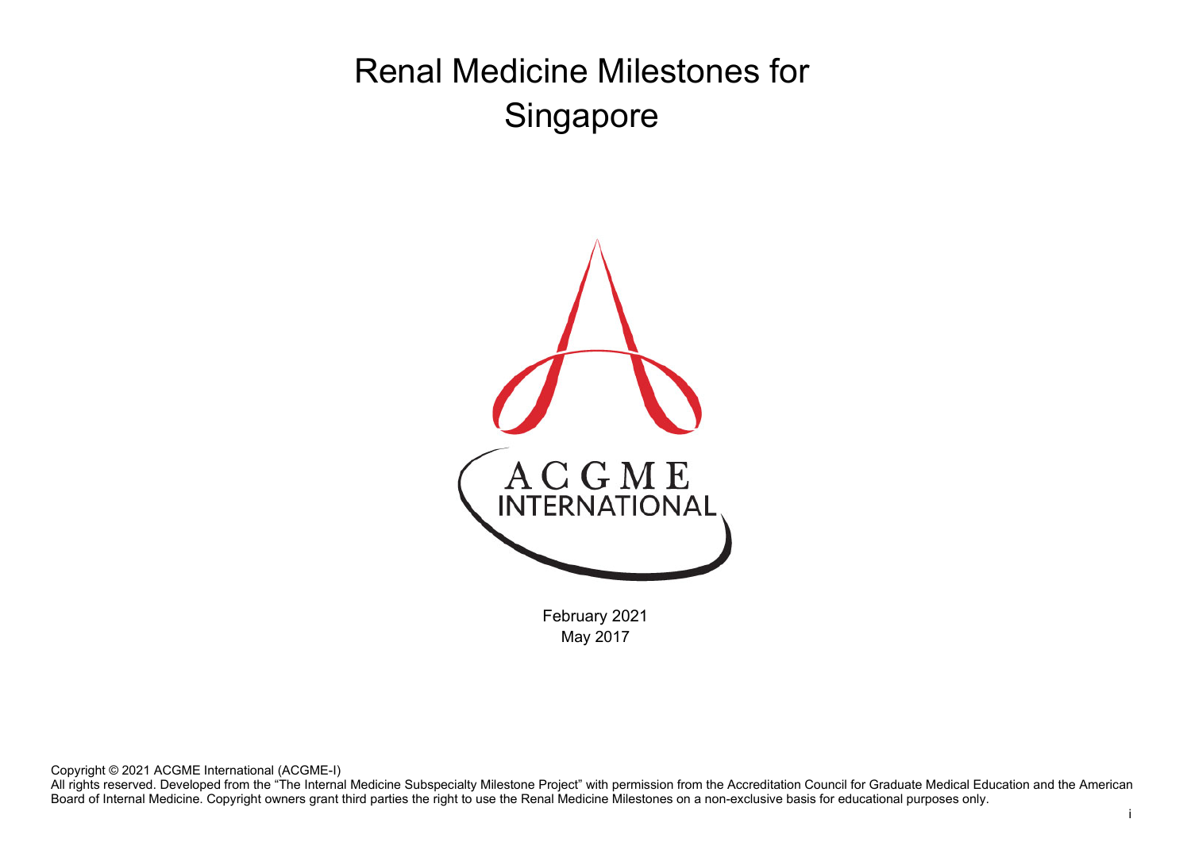# Renal Medicine Milestones for Singapore

ACGME INTERNATIONAL

February 2021
May 2017

Copyright © 2021 ACGME International (ACGME-I)
All rights reserved. Developed from the "The Internal Medicine Subspecialty Milestone Project" with permission from the Accreditation Council for Graduate Medical Education and the American Board of Internal Medicine. Copyright owners grant third parties the right to use the Renal Medicine Milestones on a non-exclusive basis for educational purposes only.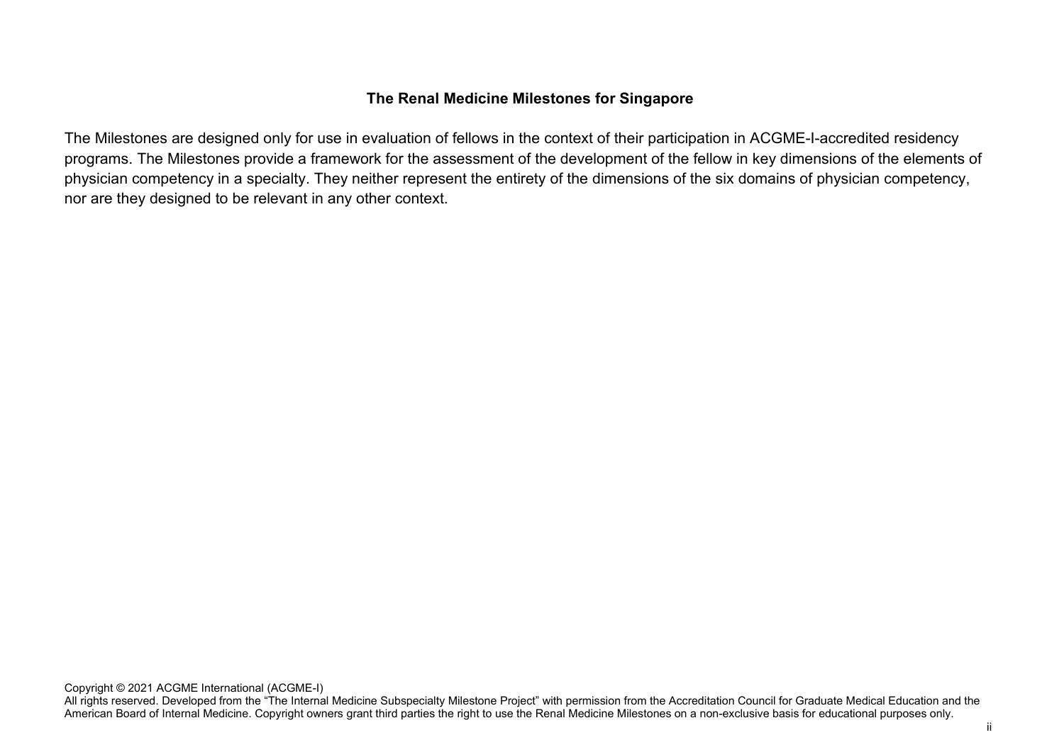**The Renal Medicine Milestones for Singapore**

The Milestones are designed only for use in evaluation of fellows in the context of their participation in ACGME-I-accredited residency programs. The Milestones provide a framework for the assessment of the development of the fellow in key dimensions of the elements of physician competency in a specialty. They neither represent the entirety of the dimensions of the six domains of physician competency, nor are they designed to be relevant in any other context.

Copyright © 2021 ACGME International (ACGME-I)
All rights reserved. Developed from the "The Internal Medicine Subspecialty Milestone Project" with permission from the Accreditation Council for Graduate Medical Education and the American Board of Internal Medicine. Copyright owners grant third parties the right to use the Renal Medicine Milestones on a non-exclusive basis for educational purposes only.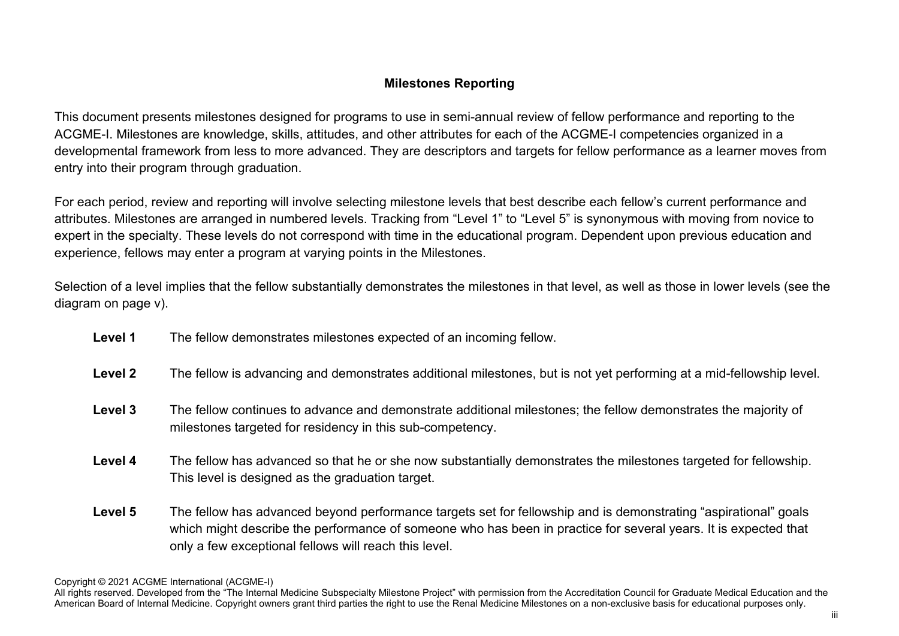## Milestones Reporting

This document presents milestones designed for programs to use in semi-annual review of fellow performance and reporting to the ACGME-I. Milestones are knowledge, skills, attitudes, and other attributes for each of the ACGME-I competencies organized in a developmental framework from less to more advanced. They are descriptors and targets for fellow performance as a learner moves from entry into their program through graduation.

For each period, review and reporting will involve selecting milestone levels that best describe each fellow's current performance and attributes. Milestones are arranged in numbered levels. Tracking from "Level 1" to "Level 5" is synonymous with moving from novice to expert in the specialty. These levels do not correspond with time in the educational program. Dependent upon previous education and experience, fellows may enter a program at varying points in the Milestones.

Selection of a level implies that the fellow substantially demonstrates the milestones in that level, as well as those in lower levels (see the diagram on page v).

**Level 1** The fellow demonstrates milestones expected of an incoming fellow.

**Level 2** The fellow is advancing and demonstrates additional milestones, but is not yet performing at a mid-fellowship level.

**Level 3** The fellow continues to advance and demonstrate additional milestones; the fellow demonstrates the majority of milestones targeted for residency in this sub-competency.

**Level 4** The fellow has advanced so that he or she now substantially demonstrates the milestones targeted for fellowship. This level is designed as the graduation target.

**Level 5** The fellow has advanced beyond performance targets set for fellowship and is demonstrating "aspirational" goals which might describe the performance of someone who has been in practice for several years. It is expected that only a few exceptional fellows will reach this level.

Copyright © 2021 ACGME International (ACGME-I)
All rights reserved. Developed from the "The Internal Medicine Subspecialty Milestone Project" with permission from the Accreditation Council for Graduate Medical Education and the American Board of Internal Medicine. Copyright owners grant third parties the right to use the Renal Medicine Milestones on a non-exclusive basis for educational purposes only.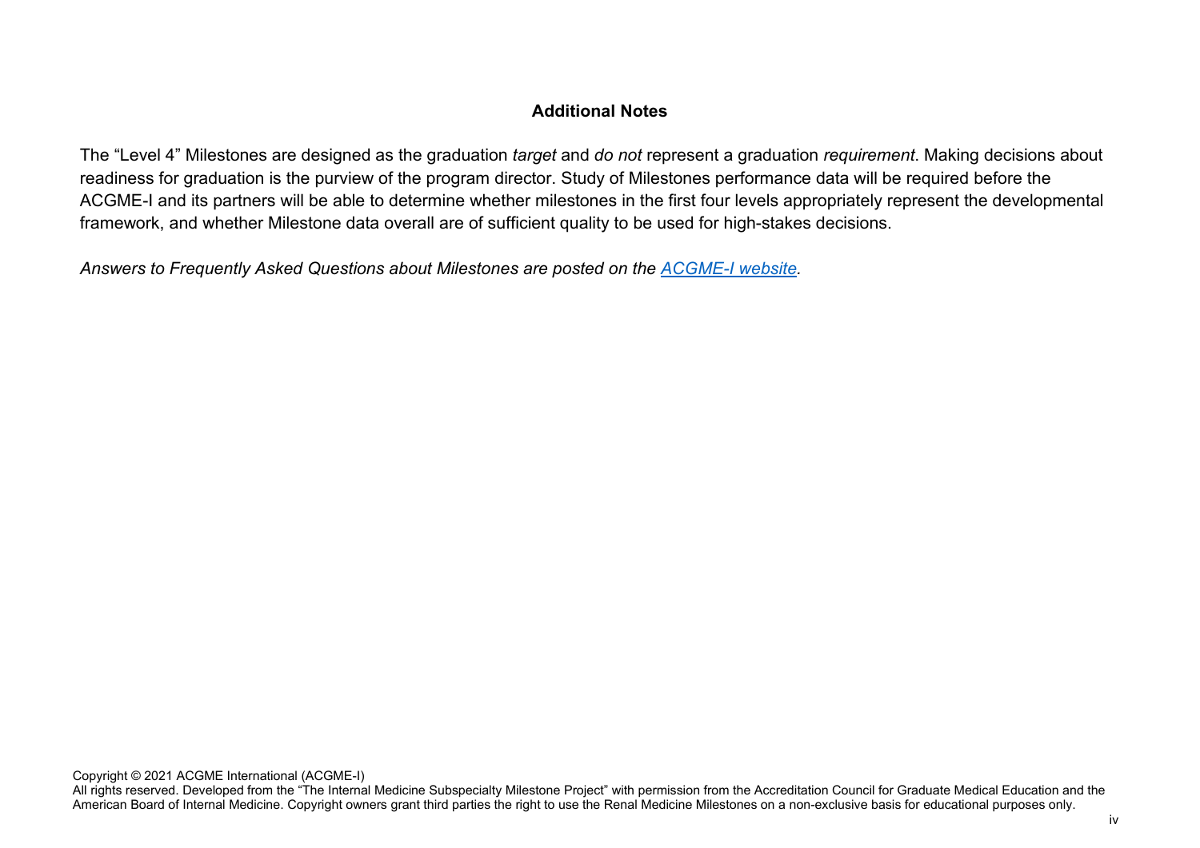## Additional Notes

The "Level 4" Milestones are designed as the graduation *target* and *do not* represent a graduation *requirement*. Making decisions about readiness for graduation is the purview of the program director. Study of Milestones performance data will be required before the ACGME-I and its partners will be able to determine whether milestones in the first four levels appropriately represent the developmental framework, and whether Milestone data overall are of sufficient quality to be used for high-stakes decisions.

*Answers to Frequently Asked Questions about Milestones are posted on the ACGME-I website.*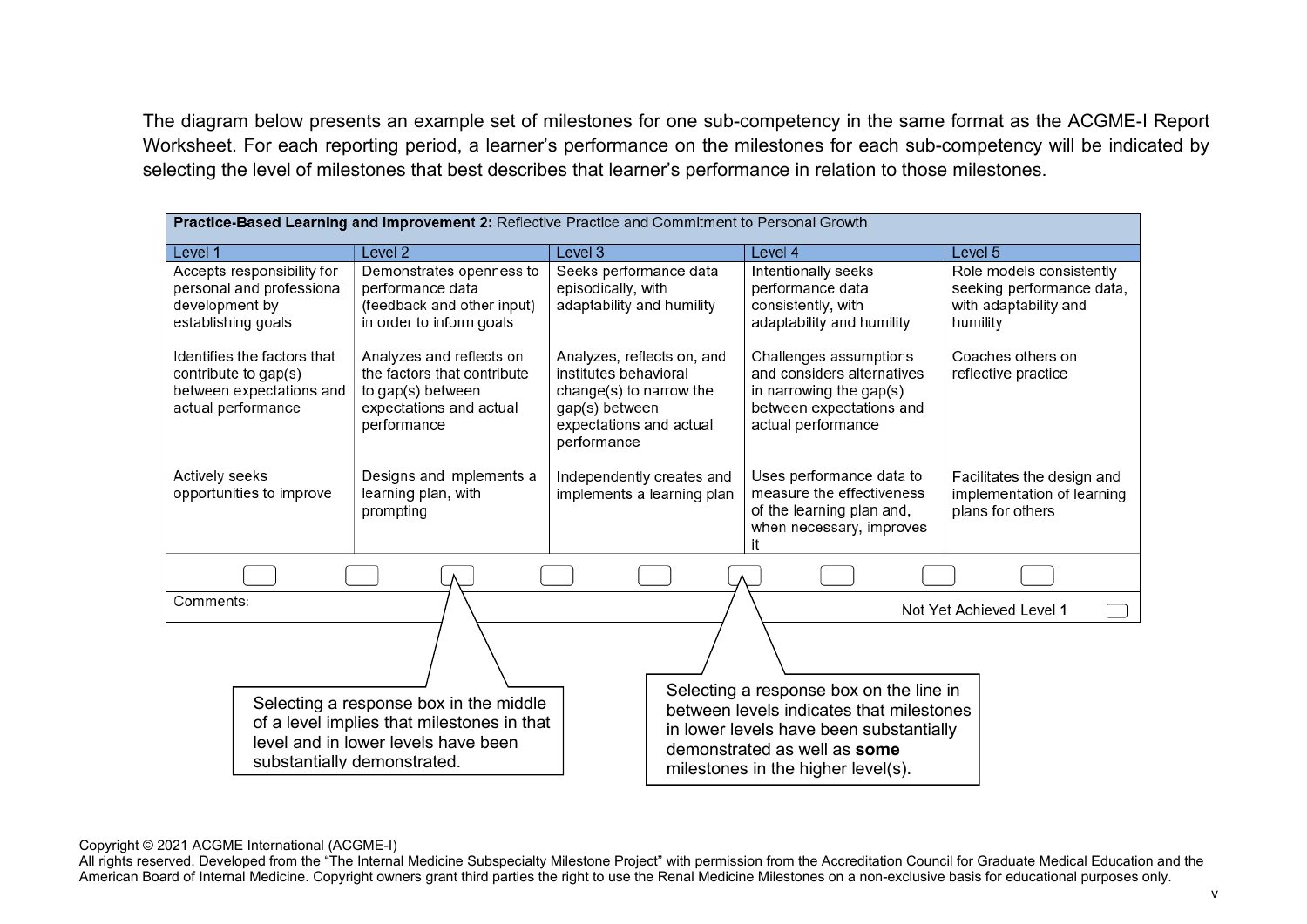The diagram below presents an example set of milestones for one sub-competency in the same format as the ACGME-I Report Worksheet. For each reporting period, a learner's performance on the milestones for each sub-competency will be indicated by selecting the level of milestones that best describes that learner's performance in relation to those milestones.

| **Practice-Based Learning and Improvement 2:** Reflective Practice and Commitment to Personal Growth | | | | |
|---|---|---|---|---|
| Level 1 | Level 2 | Level 3 | Level 4 | Level 5 |
| Accepts responsibility for personal and professional development by establishing goals | Demonstrates openness to performance data (feedback and other input) in order to inform goals | Seeks performance data episodically, with adaptability and humility | Intentionally seeks performance data consistently, with adaptability and humility | Role models consistently seeking performance data, with adaptability and humility |
| Identifies the factors that contribute to gap(s) between expectations and actual performance | Analyzes and reflects on the factors that contribute to gap(s) between expectations and actual performance | Analyzes, reflects on, and institutes behavioral change(s) to narrow the gap(s) between expectations and actual performance | Challenges assumptions and considers alternatives in narrowing the gap(s) between expectations and actual performance | Coaches others on reflective practice |
| Actively seeks opportunities to improve | Designs and implements a learning plan, with prompting | Independently creates and implements a learning plan | Uses performance data to measure the effectiveness of the learning plan and, when necessary, improves it | Facilitates the design and implementation of learning plans for others |
| Comments: | | | | Not Yet Achieved Level 1 |

Selecting a response box in the middle of a level implies that milestones in that level and in lower levels have been substantially demonstrated.

Selecting a response box on the line in between levels indicates that milestones in lower levels have been substantially demonstrated as well as **some** milestones in the higher level(s).

Copyright © 2021 ACGME International (ACGME-I)
All rights reserved. Developed from the "The Internal Medicine Subspecialty Milestone Project" with permission from the Accreditation Council for Graduate Medical Education and the American Board of Internal Medicine. Copyright owners grant third parties the right to use the Renal Medicine Milestones on a non-exclusive basis for educational purposes only.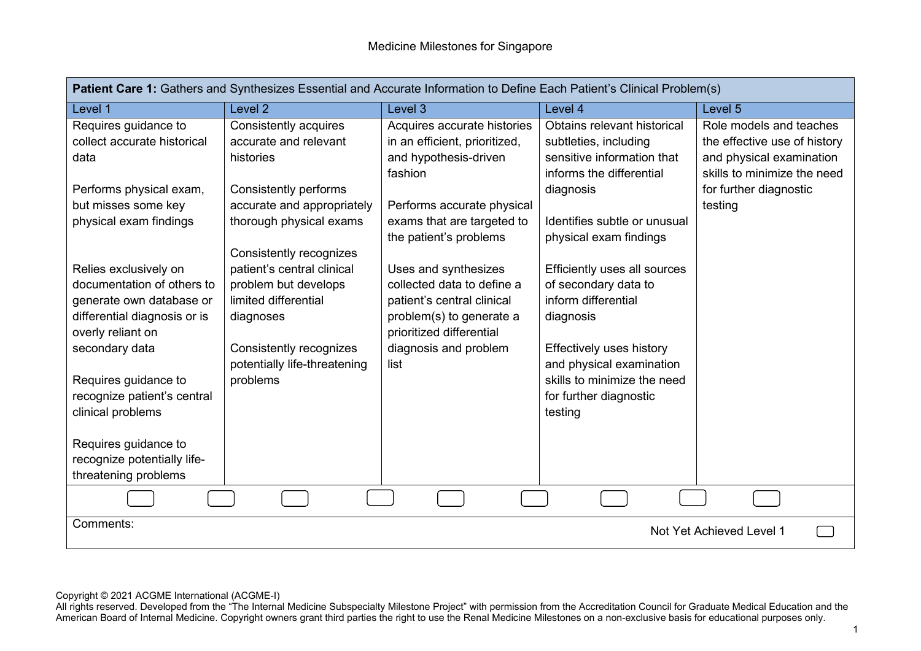Medicine Milestones for Singapore

| **Patient Care 1:** Gathers and Synthesizes Essential and Accurate Information to Define Each Patient's Clinical Problem(s) | | | | |
|---|---|---|---|---|
| Level 1 | Level 2 | Level 3 | Level 4 | Level 5 |
| Requires guidance to collect accurate historical data<br><br>Performs physical exam, but misses some key physical exam findings<br><br>Relies exclusively on documentation of others to generate own database or differential diagnosis or is overly reliant on secondary data<br><br>Requires guidance to recognize patient's central clinical problems<br><br>Requires guidance to recognize potentially life-threatening problems | Consistently acquires accurate and relevant histories<br><br>Consistently performs accurate and appropriately thorough physical exams<br><br>Consistently recognizes patient's central clinical problem but develops limited differential diagnoses<br><br>Consistently recognizes potentially life-threatening problems | Acquires accurate histories in an efficient, prioritized, and hypothesis-driven fashion<br><br>Performs accurate physical exams that are targeted to the patient's problems<br><br>Uses and synthesizes collected data to define a patient's central clinical problem(s) to generate a prioritized differential diagnosis and problem list | Obtains relevant historical subtleties, including sensitive information that informs the differential diagnosis<br><br>Identifies subtle or unusual physical exam findings<br><br>Efficiently uses all sources of secondary data to inform differential diagnosis<br><br>Effectively uses history and physical examination skills to minimize the need for further diagnostic testing | Role models and teaches the effective use of history and physical examination skills to minimize the need for further diagnostic testing |

Comments:

Not Yet Achieved Level 1

Copyright © 2021 ACGME International (ACGME-I)
All rights reserved. Developed from the "The Internal Medicine Subspecialty Milestone Project" with permission from the Accreditation Council for Graduate Medical Education and the American Board of Internal Medicine. Copyright owners grant third parties the right to use the Renal Medicine Milestones on a non-exclusive basis for educational purposes only.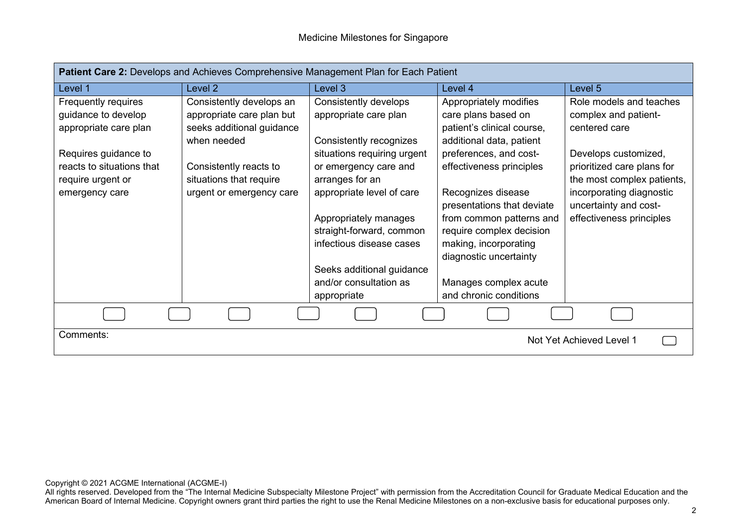| **Patient Care 2:** Develops and Achieves Comprehensive Management Plan for Each Patient | | | | |
|---|---|---|---|---|
| Level 1 | Level 2 | Level 3 | Level 4 | Level 5 |
| Frequently requires guidance to develop appropriate care plan<br><br>Requires guidance to reacts to situations that require urgent or emergency care | Consistently develops an appropriate care plan but seeks additional guidance when needed<br><br>Consistently reacts to situations that require urgent or emergency care | Consistently develops appropriate care plan<br><br>Consistently recognizes situations requiring urgent or emergency care and arranges for an appropriate level of care<br><br>Appropriately manages straight-forward, common infectious disease cases<br><br>Seeks additional guidance and/or consultation as appropriate | Appropriately modifies care plans based on patient's clinical course, additional data, patient preferences, and cost-effectiveness principles<br><br>Recognizes disease presentations that deviate from common patterns and require complex decision making, incorporating diagnostic uncertainty<br><br>Manages complex acute and chronic conditions | Role models and teaches complex and patient-centered care<br><br>Develops customized, prioritized care plans for the most complex patients, incorporating diagnostic uncertainty and cost-effectiveness principles |

Comments:

Not Yet Achieved Level 1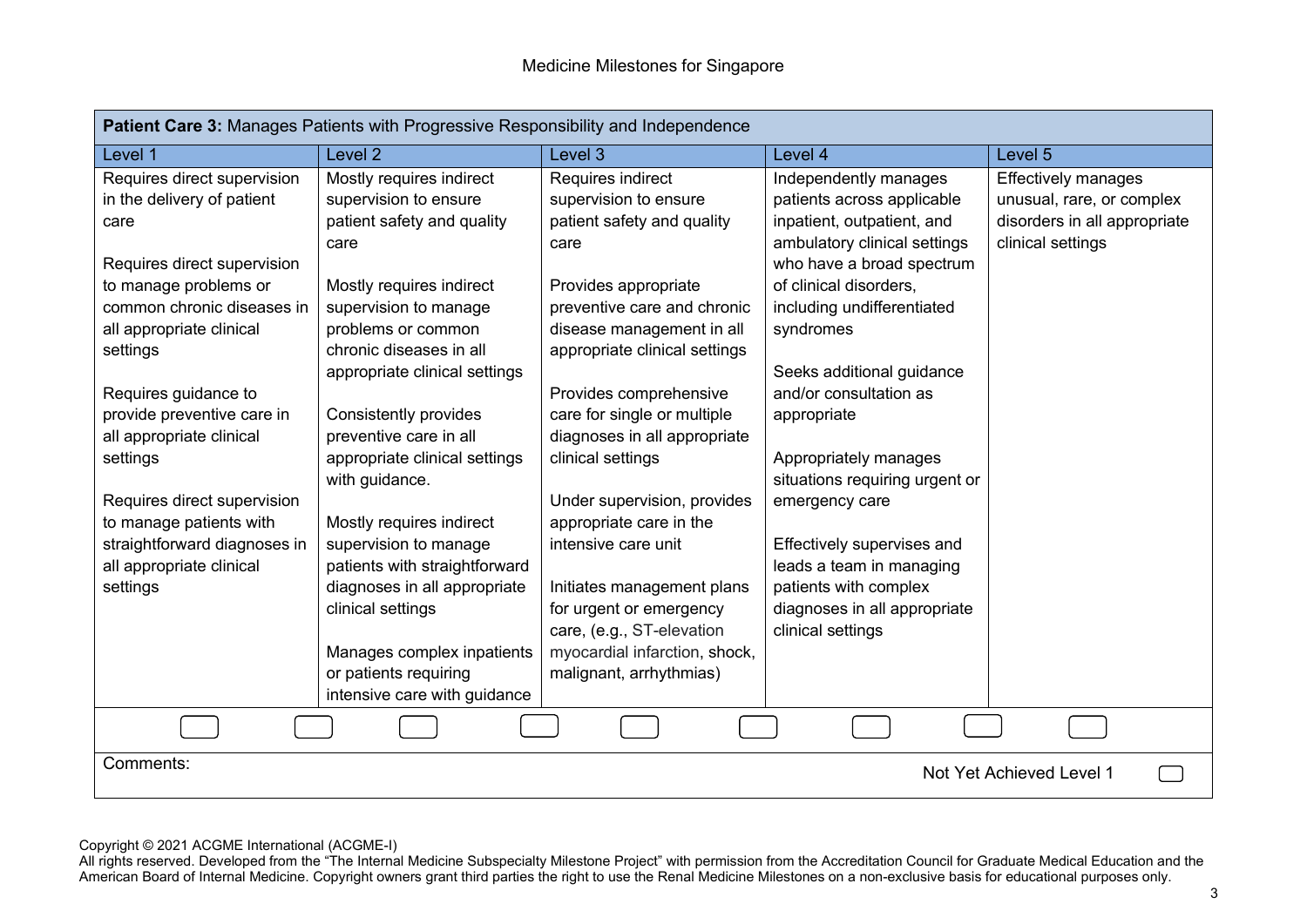| **Patient Care 3:** Manages Patients with Progressive Responsibility and Independence | | | | |
|---|---|---|---|---|
| Level 1 | Level 2 | Level 3 | Level 4 | Level 5 |
| Requires direct supervision in the delivery of patient care<br><br>Requires direct supervision to manage problems or common chronic diseases in all appropriate clinical settings<br><br>Requires guidance to provide preventive care in all appropriate clinical settings<br><br>Requires direct supervision to manage patients with straightforward diagnoses in all appropriate clinical settings | Mostly requires indirect supervision to ensure patient safety and quality care<br><br>Mostly requires indirect supervision to manage problems or common chronic diseases in all appropriate clinical settings<br><br>Consistently provides preventive care in all appropriate clinical settings with guidance.<br><br>Mostly requires indirect supervision to manage patients with straightforward diagnoses in all appropriate clinical settings<br><br>Manages complex inpatients or patients requiring intensive care with guidance | Requires indirect supervision to ensure patient safety and quality care<br><br>Provides appropriate preventive care and chronic disease management in all appropriate clinical settings<br><br>Provides comprehensive care for single or multiple diagnoses in all appropriate clinical settings<br><br>Under supervision, provides appropriate care in the intensive care unit<br><br>Initiates management plans for urgent or emergency care, (e.g., ST-elevation myocardial infarction, shock, malignant, arrhythmias) | Independently manages patients across applicable inpatient, outpatient, and ambulatory clinical settings who have a broad spectrum of clinical disorders, including undifferentiated syndromes<br><br>Seeks additional guidance and/or consultation as appropriate<br><br>Appropriately manages situations requiring urgent or emergency care<br><br>Effectively supervises and leads a team in managing patients with complex diagnoses in all appropriate clinical settings | Effectively manages unusual, rare, or complex disorders in all appropriate clinical settings |

Comments:

Not Yet Achieved Level 1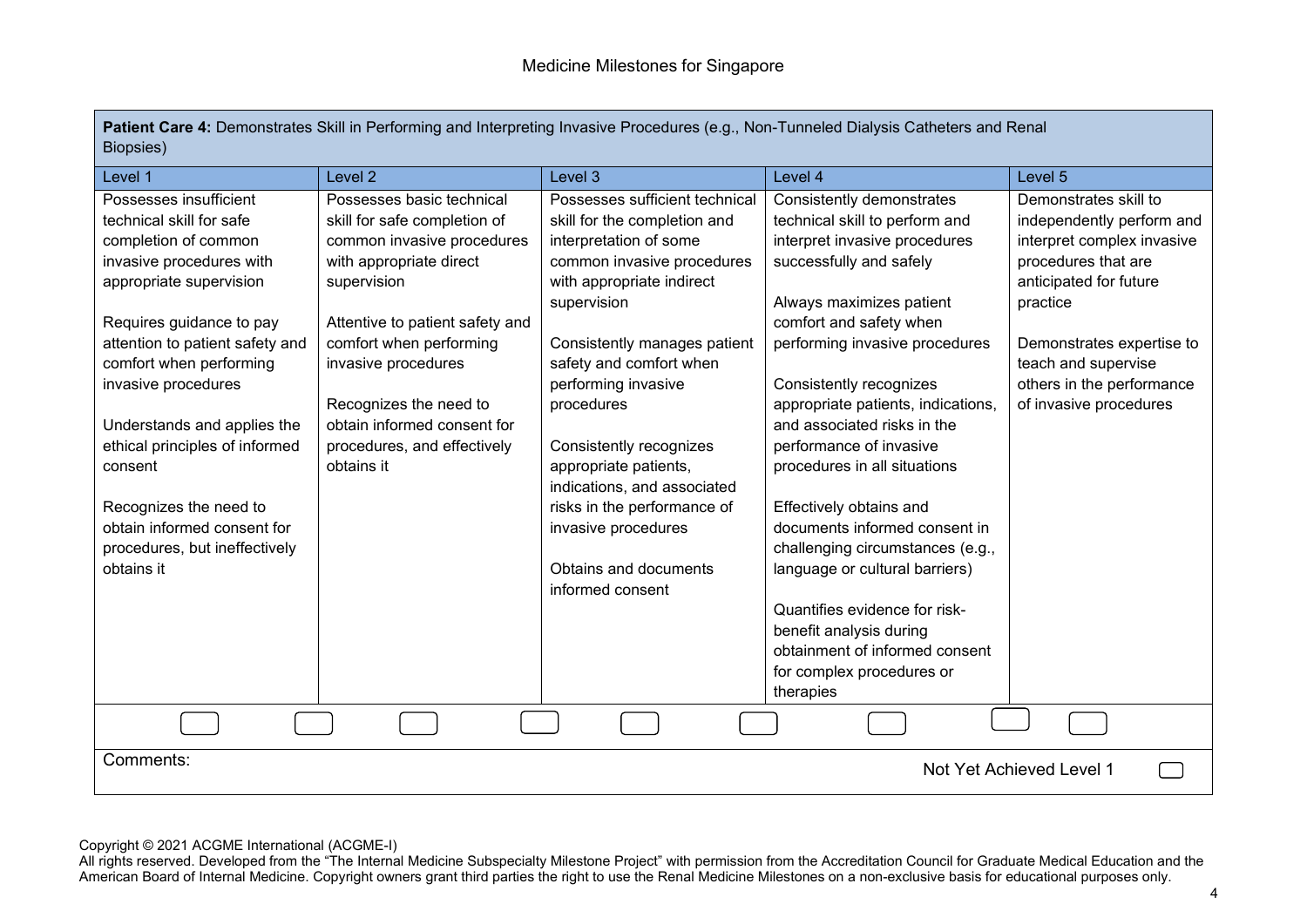Medicine Milestones for Singapore

| **Patient Care 4:** Demonstrates Skill in Performing and Interpreting Invasive Procedures (e.g., Non-Tunneled Dialysis Catheters and Renal Biopsies) | | | | |
|---|---|---|---|---|
| Level 1 | Level 2 | Level 3 | Level 4 | Level 5 |
| Possesses insufficient technical skill for safe completion of common invasive procedures with appropriate supervision<br><br>Requires guidance to pay attention to patient safety and comfort when performing invasive procedures<br><br>Understands and applies the ethical principles of informed consent<br><br>Recognizes the need to obtain informed consent for procedures, but ineffectively obtains it | Possesses basic technical skill for safe completion of common invasive procedures with appropriate direct supervision<br><br>Attentive to patient safety and comfort when performing invasive procedures<br><br>Recognizes the need to obtain informed consent for procedures, and effectively obtains it | Possesses sufficient technical skill for the completion and interpretation of some common invasive procedures with appropriate indirect supervision<br><br>Consistently manages patient safety and comfort when performing invasive procedures<br><br>Consistently recognizes appropriate patients, indications, and associated risks in the performance of invasive procedures<br><br>Obtains and documents informed consent | Consistently demonstrates technical skill to perform and interpret invasive procedures successfully and safely<br><br>Always maximizes patient comfort and safety when performing invasive procedures<br><br>Consistently recognizes appropriate patients, indications, and associated risks in the performance of invasive procedures in all situations<br><br>Effectively obtains and documents informed consent in challenging circumstances (e.g., language or cultural barriers)<br><br>Quantifies evidence for risk-benefit analysis during obtainment of informed consent for complex procedures or therapies | Demonstrates skill to independently perform and interpret complex invasive procedures that are anticipated for future practice<br><br>Demonstrates expertise to teach and supervise others in the performance of invasive procedures |

Comments:

Not Yet Achieved Level 1

Copyright © 2021 ACGME International (ACGME-I)
All rights reserved. Developed from the "The Internal Medicine Subspecialty Milestone Project" with permission from the Accreditation Council for Graduate Medical Education and the American Board of Internal Medicine. Copyright owners grant third parties the right to use the Renal Medicine Milestones on a non-exclusive basis for educational purposes only.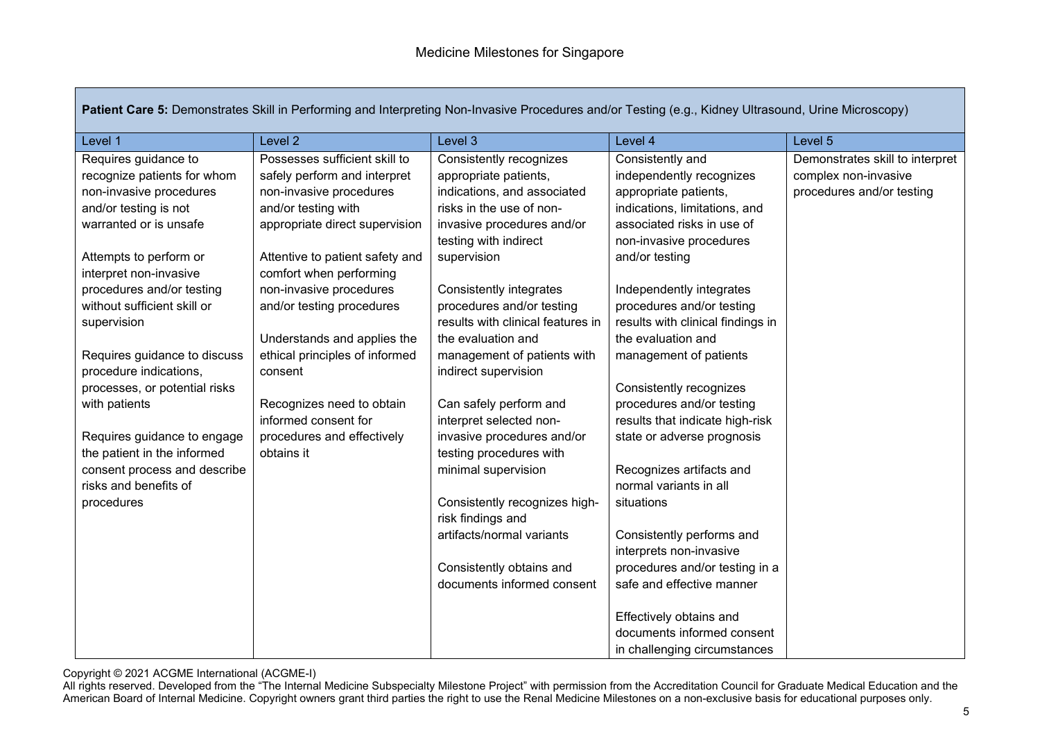**Patient Care 5:** Demonstrates Skill in Performing and Interpreting Non-Invasive Procedures and/or Testing (e.g., Kidney Ultrasound, Urine Microscopy)

| Level 1 | Level 2 | Level 3 | Level 4 | Level 5 |
|---|---|---|---|---|
| Requires guidance to recognize patients for whom non-invasive procedures and/or testing is not warranted or is unsafe<br><br>Attempts to perform or interpret non-invasive procedures and/or testing without sufficient skill or supervision<br><br>Requires guidance to discuss procedure indications, processes, or potential risks with patients<br><br>Requires guidance to engage the patient in the informed consent process and describe risks and benefits of procedures | Possesses sufficient skill to safely perform and interpret non-invasive procedures and/or testing with appropriate direct supervision<br><br>Attentive to patient safety and comfort when performing non-invasive procedures and/or testing procedures<br><br>Understands and applies the ethical principles of informed consent<br><br>Recognizes need to obtain informed consent for procedures and effectively obtains it | Consistently recognizes appropriate patients, indications, and associated risks in the use of non-invasive procedures and/or testing with indirect supervision<br><br>Consistently integrates procedures and/or testing results with clinical features in the evaluation and management of patients with indirect supervision<br><br>Can safely perform and interpret selected non-invasive procedures and/or testing procedures with minimal supervision<br><br>Consistently recognizes high-risk findings and artifacts/normal variants<br><br>Consistently obtains and documents informed consent | Consistently and independently recognizes appropriate patients, indications, limitations, and associated risks in use of non-invasive procedures and/or testing<br><br>Independently integrates procedures and/or testing results with clinical findings in the evaluation and management of patients<br><br>Consistently recognizes procedures and/or testing results that indicate high-risk state or adverse prognosis<br><br>Recognizes artifacts and normal variants in all situations<br><br>Consistently performs and interprets non-invasive procedures and/or testing in a safe and effective manner<br><br>Effectively obtains and documents informed consent in challenging circumstances | Demonstrates skill to interpret complex non-invasive procedures and/or testing |

Copyright © 2021 ACGME International (ACGME-I)
All rights reserved. Developed from the "The Internal Medicine Subspecialty Milestone Project" with permission from the Accreditation Council for Graduate Medical Education and the American Board of Internal Medicine. Copyright owners grant third parties the right to use the Renal Medicine Milestones on a non-exclusive basis for educational purposes only.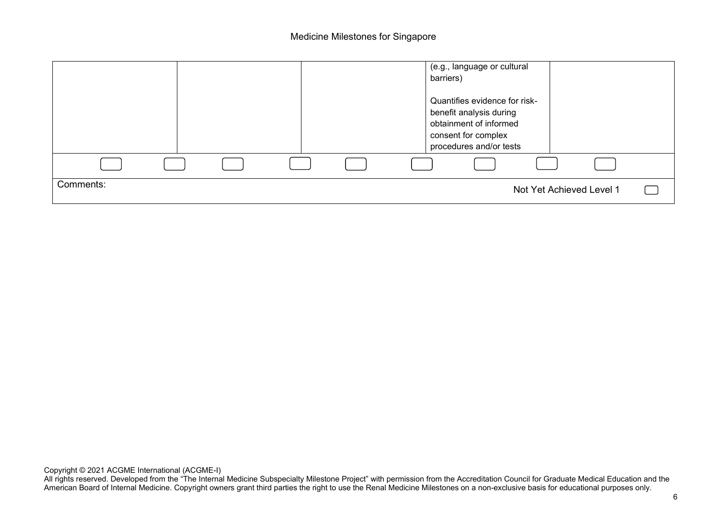| | | | | |
|---|---|---|---|---|
| | | | (e.g., language or cultural barriers)<br><br>Quantifies evidence for risk-benefit analysis during obtainment of informed consent for complex procedures and/or tests | |

Comments:

Not Yet Achieved Level 1

Copyright © 2021 ACGME International (ACGME-I)
All rights reserved. Developed from the "The Internal Medicine Subspecialty Milestone Project" with permission from the Accreditation Council for Graduate Medical Education and the American Board of Internal Medicine. Copyright owners grant third parties the right to use the Renal Medicine Milestones on a non-exclusive basis for educational purposes only.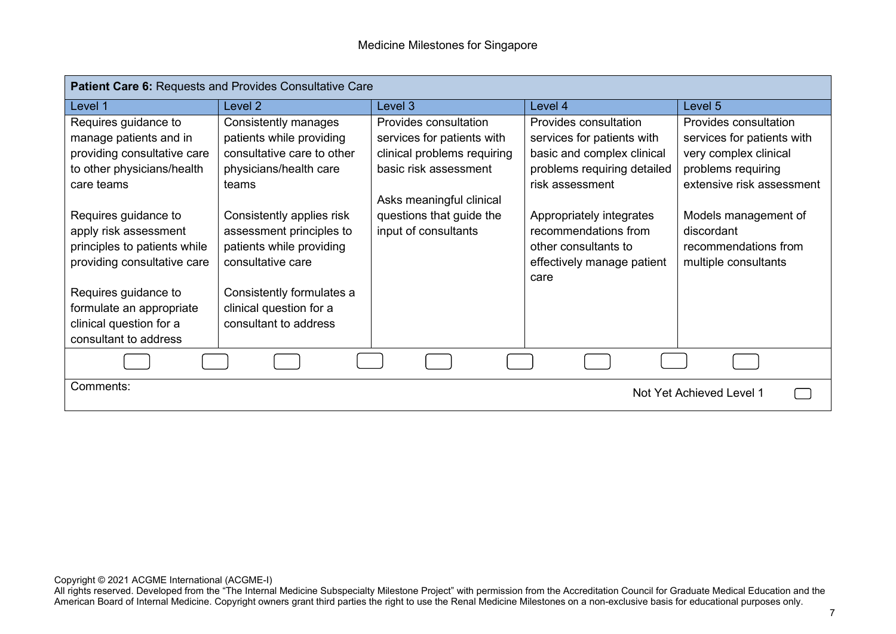| **Patient Care 6:** Requests and Provides Consultative Care | | | | |
|---|---|---|---|---|
| Level 1 | Level 2 | Level 3 | Level 4 | Level 5 |
| Requires guidance to manage patients and in providing consultative care to other physicians/health care teams<br><br>Requires guidance to apply risk assessment principles to patients while providing consultative care<br><br>Requires guidance to formulate an appropriate clinical question for a consultant to address | Consistently manages patients while providing consultative care to other physicians/health care teams<br><br>Consistently applies risk assessment principles to patients while providing consultative care<br><br>Consistently formulates a clinical question for a consultant to address | Provides consultation services for patients with clinical problems requiring basic risk assessment<br><br>Asks meaningful clinical questions that guide the input of consultants | Provides consultation services for patients with basic and complex clinical problems requiring detailed risk assessment<br><br>Appropriately integrates recommendations from other consultants to effectively manage patient care | Provides consultation services for patients with very complex clinical problems requiring extensive risk assessment<br><br>Models management of discordant recommendations from multiple consultants |

Comments:

Not Yet Achieved Level 1

Copyright © 2021 ACGME International (ACGME-I)
All rights reserved. Developed from the "The Internal Medicine Subspecialty Milestone Project" with permission from the Accreditation Council for Graduate Medical Education and the American Board of Internal Medicine. Copyright owners grant third parties the right to use the Renal Medicine Milestones on a non-exclusive basis for educational purposes only.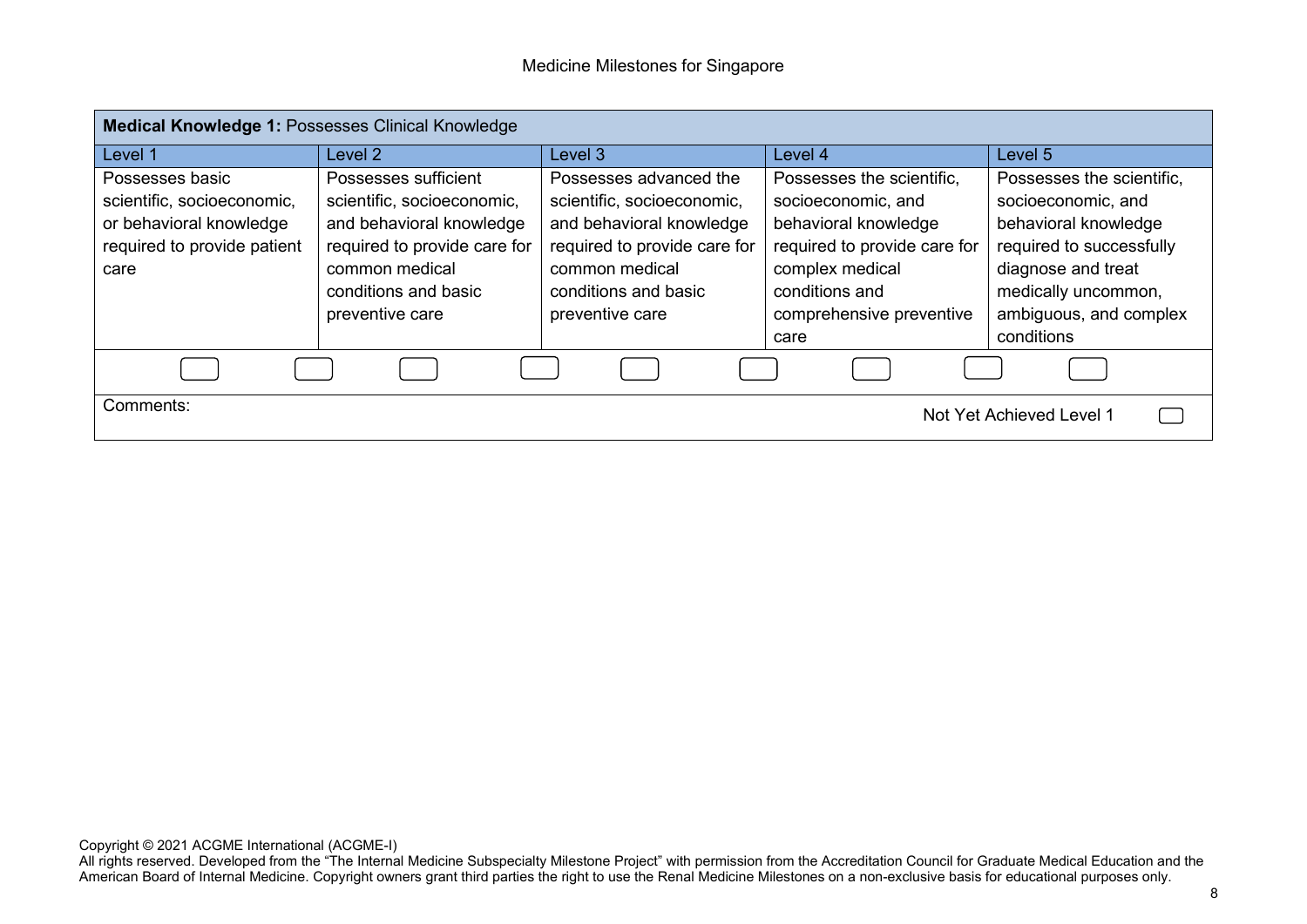| **Medical Knowledge 1:** Possesses Clinical Knowledge | | | | |
|---|---|---|---|---|
| Level 1 | Level 2 | Level 3 | Level 4 | Level 5 |
| Possesses basic scientific, socioeconomic, or behavioral knowledge required to provide patient care | Possesses sufficient scientific, socioeconomic, and behavioral knowledge required to provide care for common medical conditions and basic preventive care | Possesses advanced the scientific, socioeconomic, and behavioral knowledge required to provide care for common medical conditions and basic preventive care | Possesses the scientific, socioeconomic, and behavioral knowledge required to provide care for complex medical conditions and comprehensive preventive care | Possesses the scientific, socioeconomic, and behavioral knowledge required to successfully diagnose and treat medically uncommon, ambiguous, and complex conditions |

Comments:

Not Yet Achieved Level 1

Copyright © 2021 ACGME International (ACGME-I)
All rights reserved. Developed from the "The Internal Medicine Subspecialty Milestone Project" with permission from the Accreditation Council for Graduate Medical Education and the American Board of Internal Medicine. Copyright owners grant third parties the right to use the Renal Medicine Milestones on a non-exclusive basis for educational purposes only.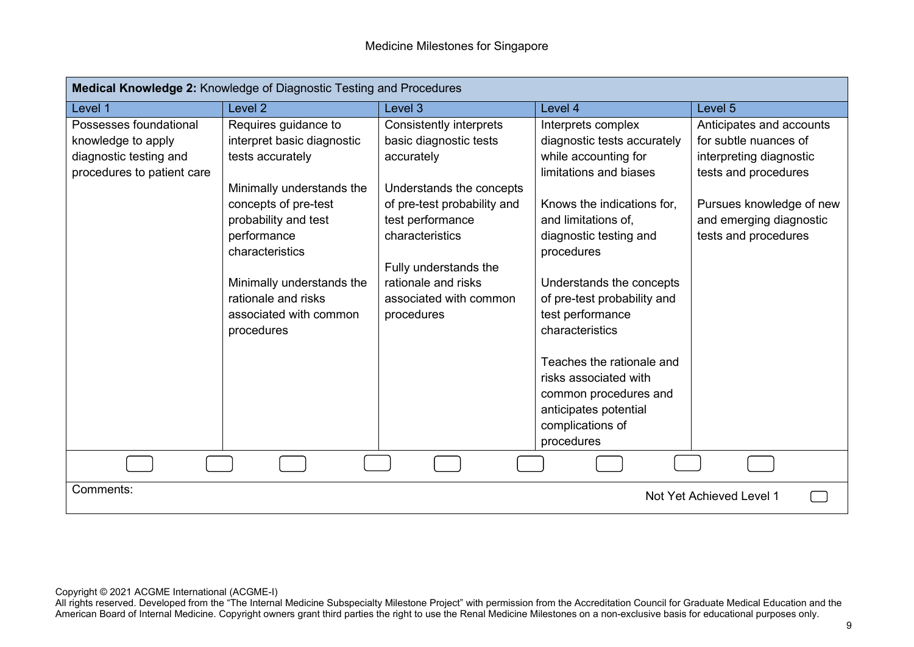| **Medical Knowledge 2:** Knowledge of Diagnostic Testing and Procedures | | | | |
|---|---|---|---|---|
| Level 1 | Level 2 | Level 3 | Level 4 | Level 5 |
| Possesses foundational knowledge to apply diagnostic testing and procedures to patient care | Requires guidance to interpret basic diagnostic tests accurately<br><br>Minimally understands the concepts of pre-test probability and test performance characteristics<br><br>Minimally understands the rationale and risks associated with common procedures | Consistently interprets basic diagnostic tests accurately<br><br>Understands the concepts of pre-test probability and test performance characteristics<br><br>Fully understands the rationale and risks associated with common procedures | Interprets complex diagnostic tests accurately while accounting for limitations and biases<br><br>Knows the indications for, and limitations of, diagnostic testing and procedures<br><br>Understands the concepts of pre-test probability and test performance characteristics<br><br>Teaches the rationale and risks associated with common procedures and anticipates potential complications of procedures | Anticipates and accounts for subtle nuances of interpreting diagnostic tests and procedures<br><br>Pursues knowledge of new and emerging diagnostic tests and procedures |

Comments:

Not Yet Achieved Level 1

Copyright © 2021 ACGME International (ACGME-I)
All rights reserved. Developed from the "The Internal Medicine Subspecialty Milestone Project" with permission from the Accreditation Council for Graduate Medical Education and the American Board of Internal Medicine. Copyright owners grant third parties the right to use the Renal Medicine Milestones on a non-exclusive basis for educational purposes only.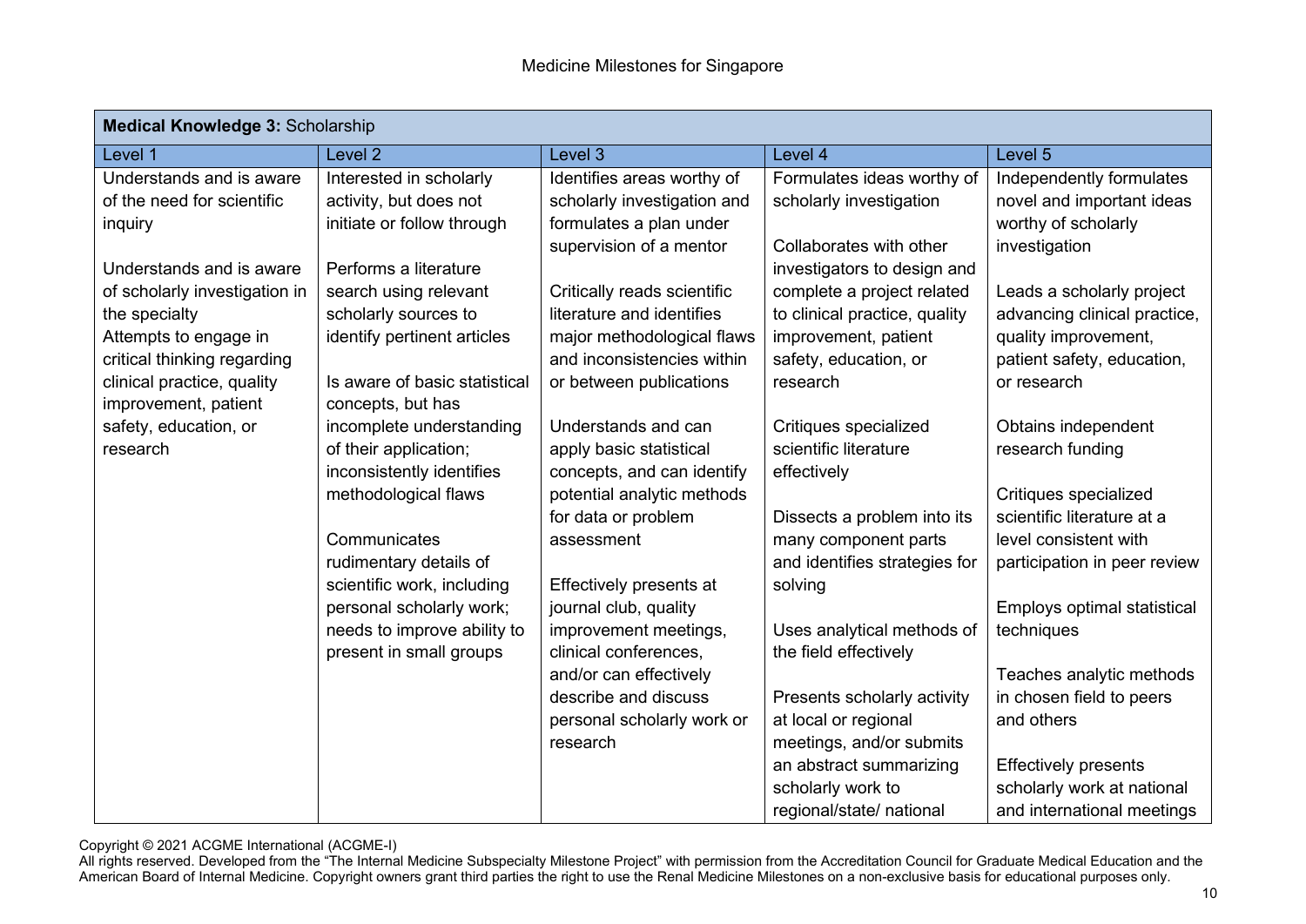| **Medical Knowledge 3:** Scholarship | | | | |
|---|---|---|---|---|
| Level 1 | Level 2 | Level 3 | Level 4 | Level 5 |
| Understands and is aware of the need for scientific inquiry<br><br>Understands and is aware of scholarly investigation in the specialty<br>Attempts to engage in critical thinking regarding clinical practice, quality improvement, patient safety, education, or research | Interested in scholarly activity, but does not initiate or follow through<br><br>Performs a literature search using relevant scholarly sources to identify pertinent articles<br><br>Is aware of basic statistical concepts, but has incomplete understanding of their application; inconsistently identifies methodological flaws<br><br>Communicates rudimentary details of scientific work, including personal scholarly work; needs to improve ability to present in small groups | Identifies areas worthy of scholarly investigation and formulates a plan under supervision of a mentor<br><br>Critically reads scientific literature and identifies major methodological flaws and inconsistencies within or between publications<br><br>Understands and can apply basic statistical concepts, and can identify potential analytic methods for data or problem assessment<br><br>Effectively presents at journal club, quality improvement meetings, clinical conferences, and/or can effectively describe and discuss personal scholarly work or research | Formulates ideas worthy of scholarly investigation<br><br>Collaborates with other investigators to design and complete a project related to clinical practice, quality improvement, patient safety, education, or research<br><br>Critiques specialized scientific literature effectively<br><br>Dissects a problem into its many component parts and identifies strategies for solving<br><br>Uses analytical methods of the field effectively<br><br>Presents scholarly activity at local or regional meetings, and/or submits an abstract summarizing scholarly work to regional/state/ national | Independently formulates novel and important ideas worthy of scholarly investigation<br><br>Leads a scholarly project advancing clinical practice, quality improvement, patient safety, education, or research<br><br>Obtains independent research funding<br><br>Critiques specialized scientific literature at a level consistent with participation in peer review<br><br>Employs optimal statistical techniques<br><br>Teaches analytic methods in chosen field to peers and others<br><br>Effectively presents scholarly work at national and international meetings |

Copyright © 2021 ACGME International (ACGME-I)
All rights reserved. Developed from the "The Internal Medicine Subspecialty Milestone Project" with permission from the Accreditation Council for Graduate Medical Education and the American Board of Internal Medicine. Copyright owners grant third parties the right to use the Renal Medicine Milestones on a non-exclusive basis for educational purposes only.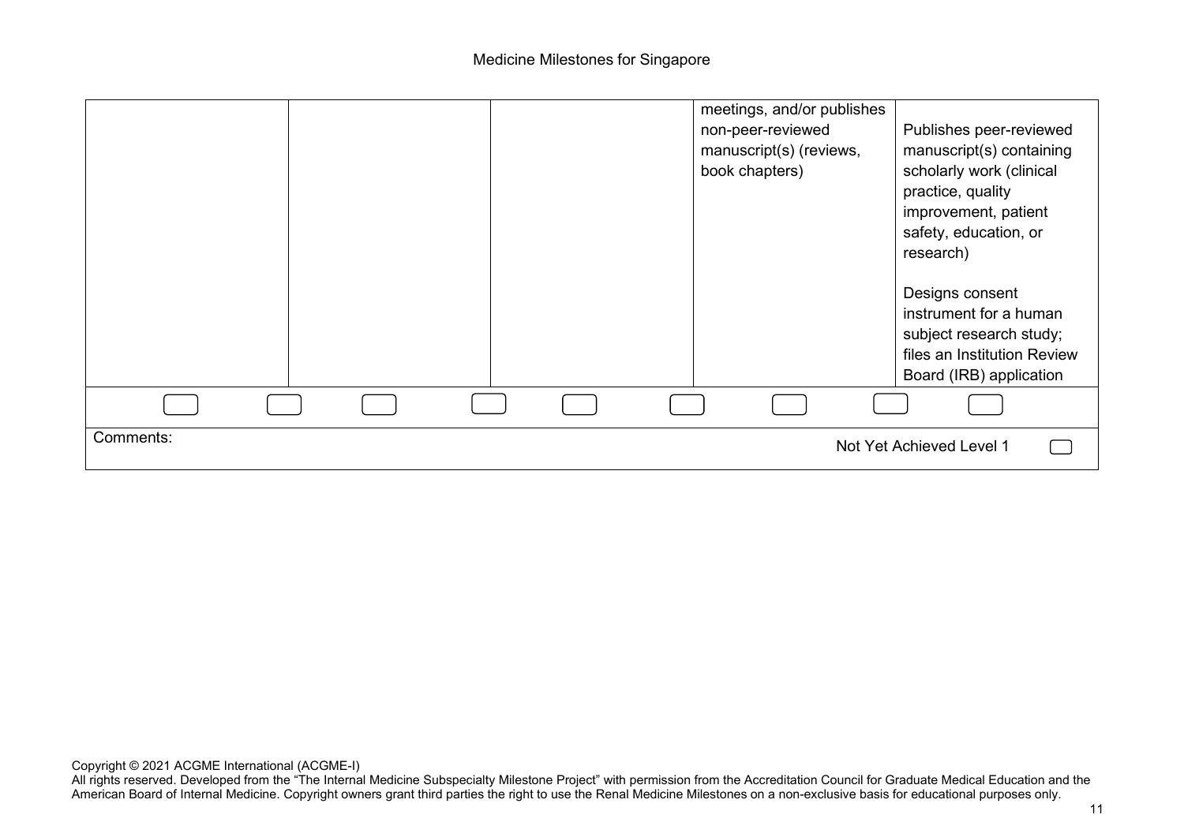| | | | | |
|---|---|---|---|---|
| | | | meetings, and/or publishes non-peer-reviewed manuscript(s) (reviews, book chapters) | Publishes peer-reviewed manuscript(s) containing scholarly work (clinical practice, quality improvement, patient safety, education, or research)<br><br>Designs consent instrument for a human subject research study; files an Institution Review Board (IRB) application |

Comments: Not Yet Achieved Level 1

Copyright © 2021 ACGME International (ACGME-I)
All rights reserved. Developed from the "The Internal Medicine Subspecialty Milestone Project" with permission from the Accreditation Council for Graduate Medical Education and the American Board of Internal Medicine. Copyright owners grant third parties the right to use the Renal Medicine Milestones on a non-exclusive basis for educational purposes only.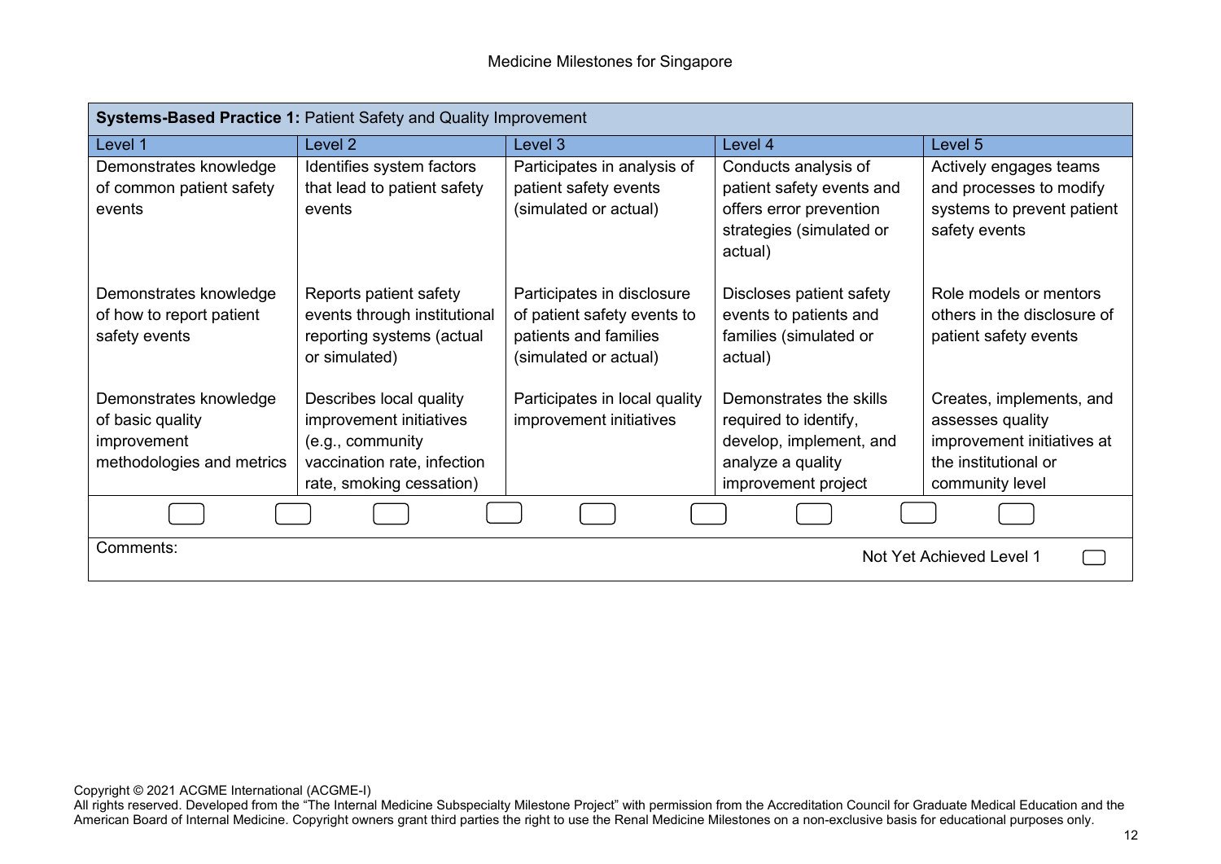| **Systems-Based Practice 1:** Patient Safety and Quality Improvement | | | | |
|---|---|---|---|---|
| Level 1 | Level 2 | Level 3 | Level 4 | Level 5 |
| Demonstrates knowledge of common patient safety events | Identifies system factors that lead to patient safety events | Participates in analysis of patient safety events (simulated or actual) | Conducts analysis of patient safety events and offers error prevention strategies (simulated or actual) | Actively engages teams and processes to modify systems to prevent patient safety events |
| Demonstrates knowledge of how to report patient safety events | Reports patient safety events through institutional reporting systems (actual or simulated) | Participates in disclosure of patient safety events to patients and families (simulated or actual) | Discloses patient safety events to patients and families (simulated or actual) | Role models or mentors others in the disclosure of patient safety events |
| Demonstrates knowledge of basic quality improvement methodologies and metrics | Describes local quality improvement initiatives (e.g., community vaccination rate, infection rate, smoking cessation) | Participates in local quality improvement initiatives | Demonstrates the skills required to identify, develop, implement, and analyze a quality improvement project | Creates, implements, and assesses quality improvement initiatives at the institutional or community level |

Comments:

Not Yet Achieved Level 1

Copyright © 2021 ACGME International (ACGME-I)
All rights reserved. Developed from the "The Internal Medicine Subspecialty Milestone Project" with permission from the Accreditation Council for Graduate Medical Education and the American Board of Internal Medicine. Copyright owners grant third parties the right to use the Renal Medicine Milestones on a non-exclusive basis for educational purposes only.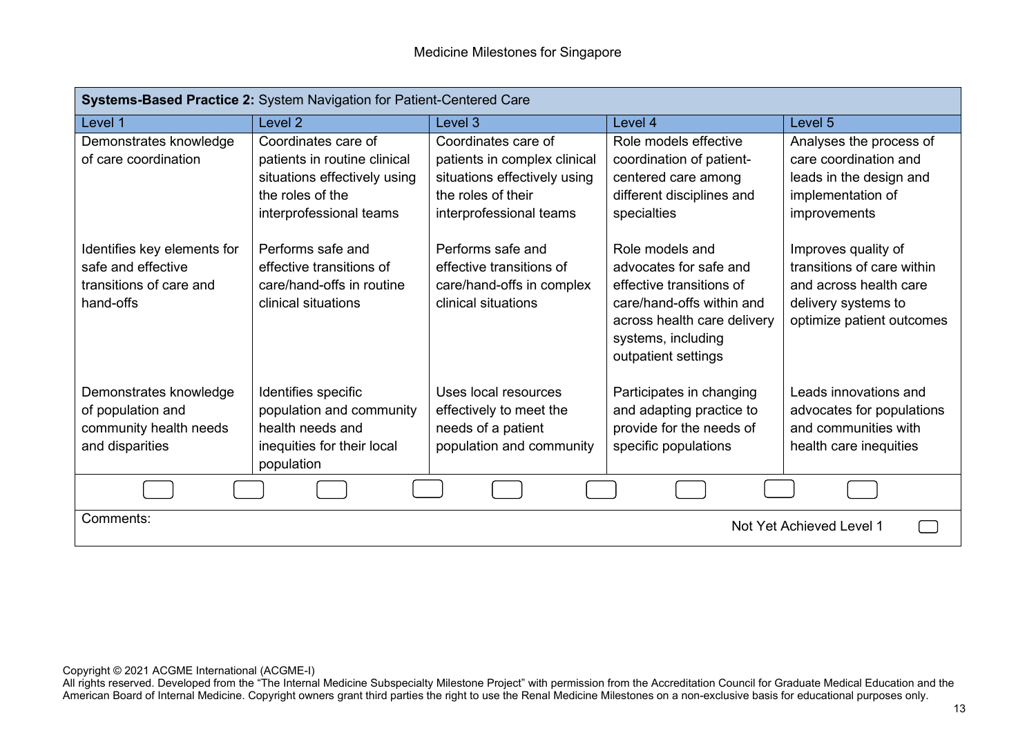| **Systems-Based Practice 2:** System Navigation for Patient-Centered Care | | | | |
|---|---|---|---|---|
| Level 1 | Level 2 | Level 3 | Level 4 | Level 5 |
| Demonstrates knowledge of care coordination | Coordinates care of patients in routine clinical situations effectively using the roles of the interprofessional teams | Coordinates care of patients in complex clinical situations effectively using the roles of their interprofessional teams | Role models effective coordination of patient-centered care among different disciplines and specialties | Analyses the process of care coordination and leads in the design and implementation of improvements |
| Identifies key elements for safe and effective transitions of care and hand-offs | Performs safe and effective transitions of care/hand-offs in routine clinical situations | Performs safe and effective transitions of care/hand-offs in complex clinical situations | Role models and advocates for safe and effective transitions of care/hand-offs within and across health care delivery systems, including outpatient settings | Improves quality of transitions of care within and across health care delivery systems to optimize patient outcomes |
| Demonstrates knowledge of population and community health needs and disparities | Identifies specific population and community health needs and inequities for their local population | Uses local resources effectively to meet the needs of a patient population and community | Participates in changing and adapting practice to provide for the needs of specific populations | Leads innovations and advocates for populations and communities with health care inequities |

Comments:

Not Yet Achieved Level 1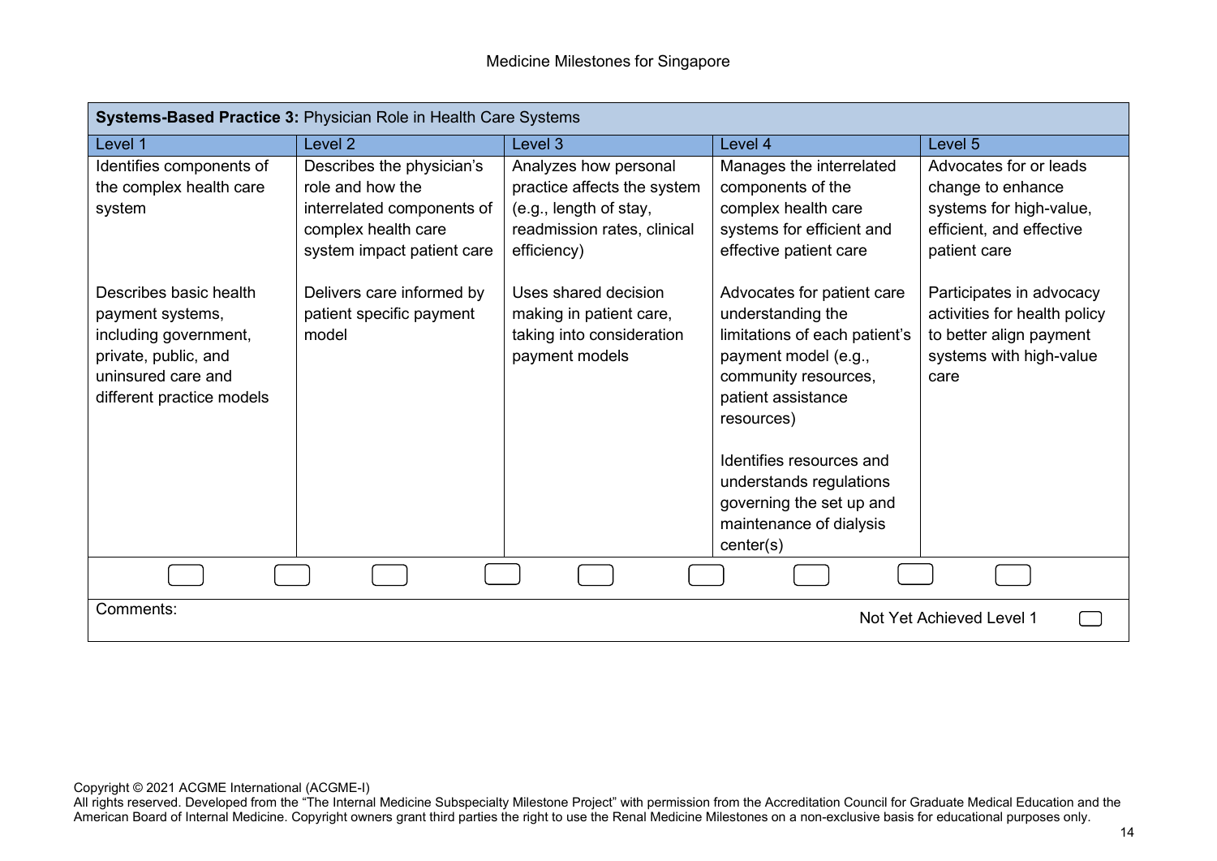| **Systems-Based Practice 3:** Physician Role in Health Care Systems | | | | |
|---|---|---|---|---|
| Level 1 | Level 2 | Level 3 | Level 4 | Level 5 |
| Identifies components of the complex health care system<br><br>Describes basic health payment systems, including government, private, public, and uninsured care and different practice models | Describes the physician's role and how the interrelated components of complex health care system impact patient care<br><br>Delivers care informed by patient specific payment model | Analyzes how personal practice affects the system (e.g., length of stay, readmission rates, clinical efficiency)<br><br>Uses shared decision making in patient care, taking into consideration payment models | Manages the interrelated components of the complex health care systems for efficient and effective patient care<br><br>Advocates for patient care understanding the limitations of each patient's payment model (e.g., community resources, patient assistance resources)<br><br>Identifies resources and understands regulations governing the set up and maintenance of dialysis center(s) | Advocates for or leads change to enhance systems for high-value, efficient, and effective patient care<br><br>Participates in advocacy activities for health policy to better align payment systems with high-value care |

Comments:

Not Yet Achieved Level 1

Copyright © 2021 ACGME International (ACGME-I)
All rights reserved. Developed from the "The Internal Medicine Subspecialty Milestone Project" with permission from the Accreditation Council for Graduate Medical Education and the American Board of Internal Medicine. Copyright owners grant third parties the right to use the Renal Medicine Milestones on a non-exclusive basis for educational purposes only.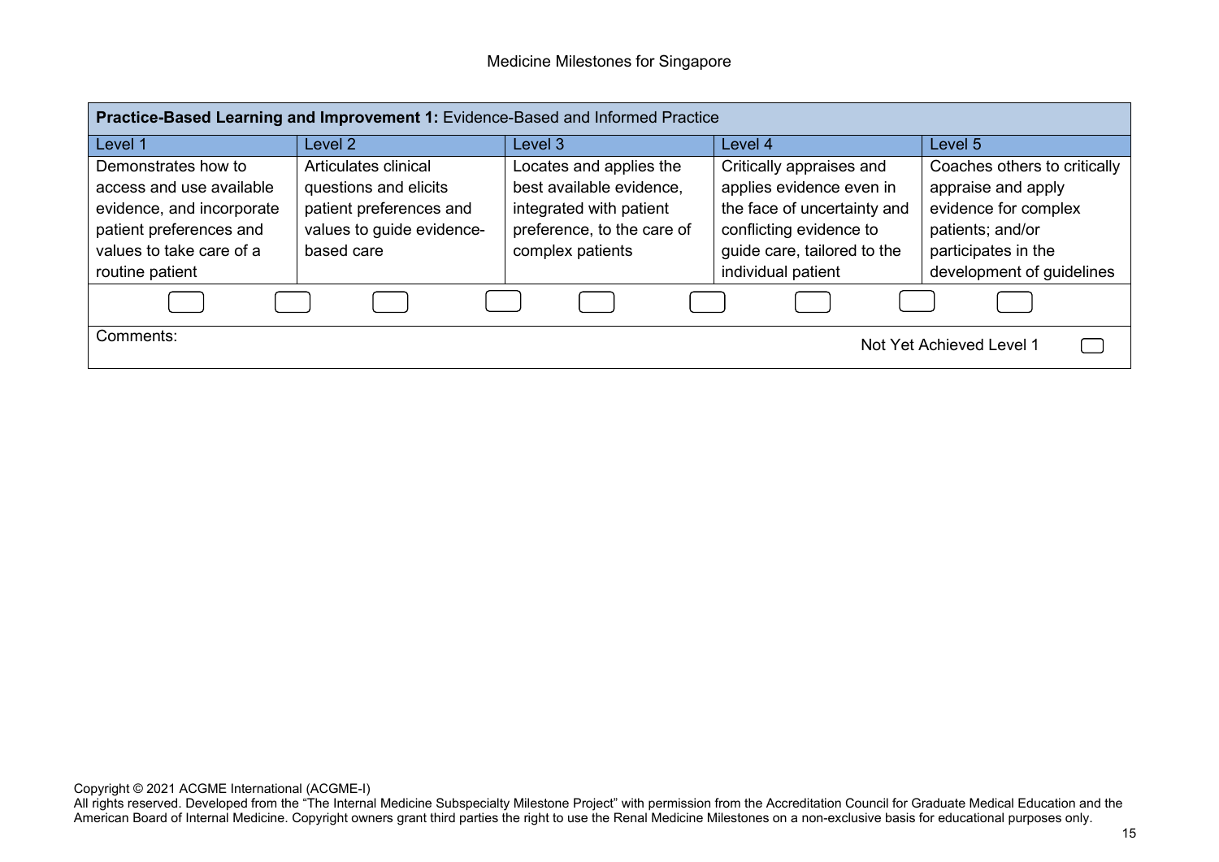| **Practice-Based Learning and Improvement 1:** Evidence-Based and Informed Practice | | | | |
|---|---|---|---|---|
| Level 1 | Level 2 | Level 3 | Level 4 | Level 5 |
| Demonstrates how to access and use available evidence, and incorporate patient preferences and values to take care of a routine patient | Articulates clinical questions and elicits patient preferences and values to guide evidence-based care | Locates and applies the best available evidence, integrated with patient preference, to the care of complex patients | Critically appraises and applies evidence even in the face of uncertainty and conflicting evidence to guide care, tailored to the individual patient | Coaches others to critically appraise and apply evidence for complex patients; and/or participates in the development of guidelines |
| Comments: | | | | Not Yet Achieved Level 1 |

Copyright © 2021 ACGME International (ACGME-I)
All rights reserved. Developed from the "The Internal Medicine Subspecialty Milestone Project" with permission from the Accreditation Council for Graduate Medical Education and the American Board of Internal Medicine. Copyright owners grant third parties the right to use the Renal Medicine Milestones on a non-exclusive basis for educational purposes only.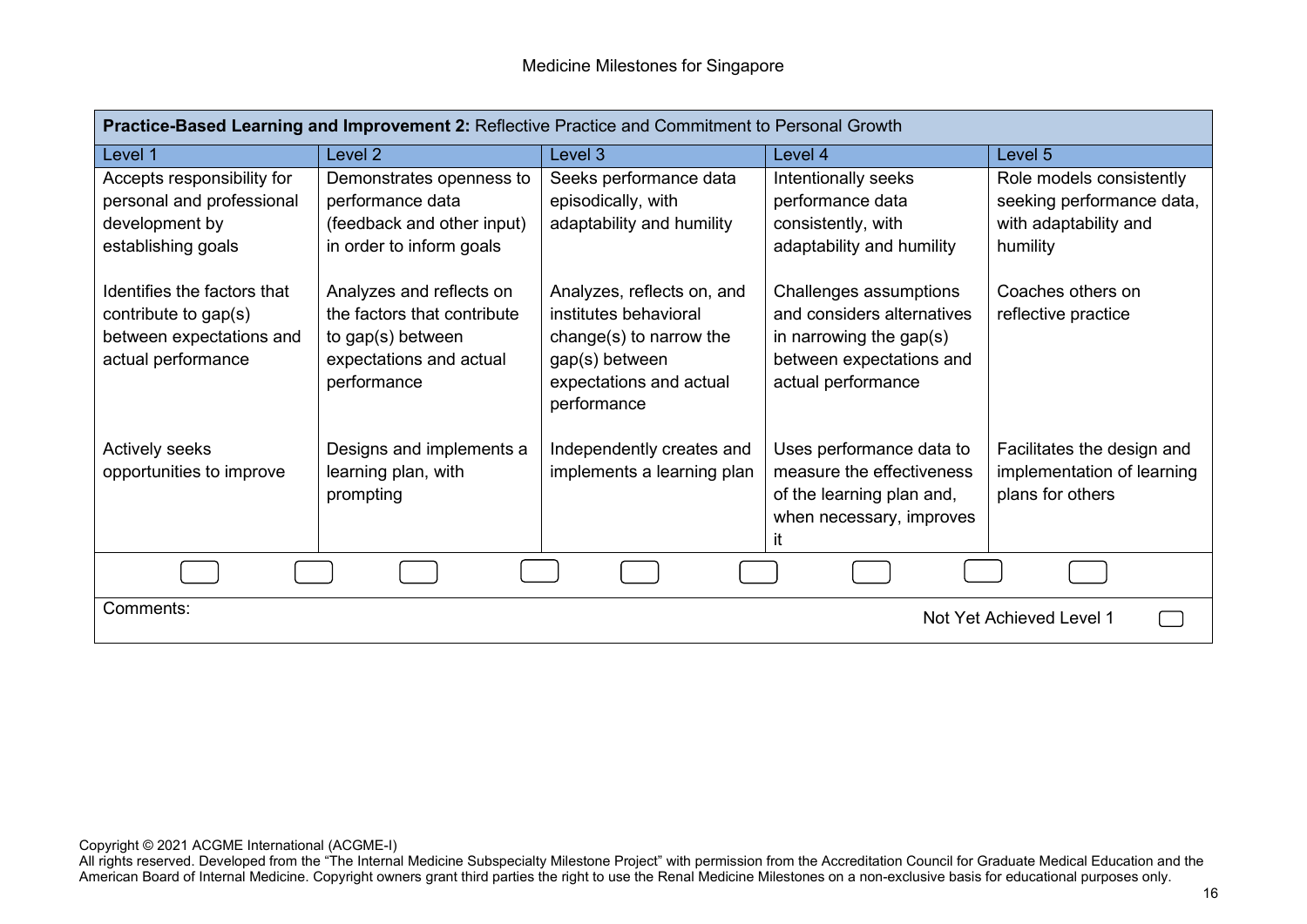| Practice-Based Learning and Improvement 2: Reflective Practice and Commitment to Personal Growth | | | | |
|---|---|---|---|---|
| Level 1 | Level 2 | Level 3 | Level 4 | Level 5 |
| Accepts responsibility for personal and professional development by establishing goals | Demonstrates openness to performance data (feedback and other input) in order to inform goals | Seeks performance data episodically, with adaptability and humility | Intentionally seeks performance data consistently, with adaptability and humility | Role models consistently seeking performance data, with adaptability and humility |
| Identifies the factors that contribute to gap(s) between expectations and actual performance | Analyzes and reflects on the factors that contribute to gap(s) between expectations and actual performance | Analyzes, reflects on, and institutes behavioral change(s) to narrow the gap(s) between expectations and actual performance | Challenges assumptions and considers alternatives in narrowing the gap(s) between expectations and actual performance | Coaches others on reflective practice |
| Actively seeks opportunities to improve | Designs and implements a learning plan, with prompting | Independently creates and implements a learning plan | Uses performance data to measure the effectiveness of the learning plan and, when necessary, improves it | Facilitates the design and implementation of learning plans for others |

Comments:

Not Yet Achieved Level 1

Copyright © 2021 ACGME International (ACGME-I)
All rights reserved. Developed from the "The Internal Medicine Subspecialty Milestone Project" with permission from the Accreditation Council for Graduate Medical Education and the American Board of Internal Medicine. Copyright owners grant third parties the right to use the Renal Medicine Milestones on a non-exclusive basis for educational purposes only.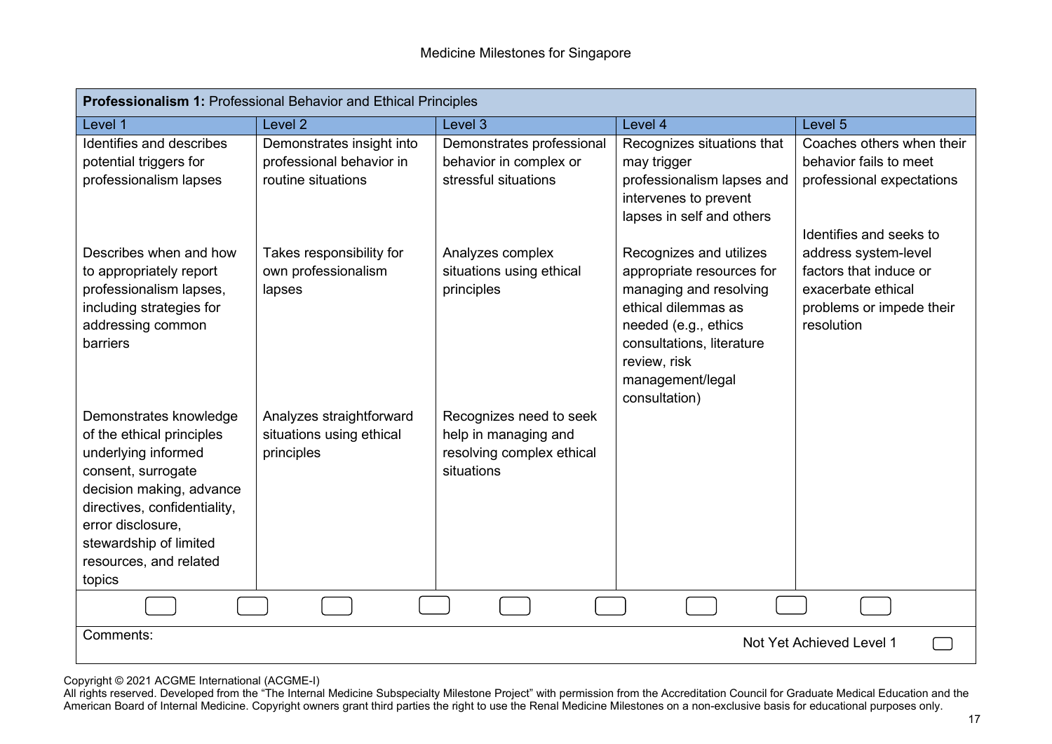**Professionalism 1:** Professional Behavior and Ethical Principles

| Level 1 | Level 2 | Level 3 | Level 4 | Level 5 |
|---|---|---|---|---|
| Identifies and describes potential triggers for professionalism lapses | Demonstrates insight into professional behavior in routine situations | Demonstrates professional behavior in complex or stressful situations | Recognizes situations that may trigger professionalism lapses and intervenes to prevent lapses in self and others | Coaches others when their behavior fails to meet professional expectations |
| Describes when and how to appropriately report professionalism lapses, including strategies for addressing common barriers | Takes responsibility for own professionalism lapses | Analyzes complex situations using ethical principles | Recognizes and utilizes appropriate resources for managing and resolving ethical dilemmas as needed (e.g., ethics consultations, literature review, risk management/legal consultation) | Identifies and seeks to address system-level factors that induce or exacerbate ethical problems or impede their resolution |
| Demonstrates knowledge of the ethical principles underlying informed consent, surrogate decision making, advance directives, confidentiality, error disclosure, stewardship of limited resources, and related topics | Analyzes straightforward situations using ethical principles | Recognizes need to seek help in managing and resolving complex ethical situations | | |

Comments:

Not Yet Achieved Level 1

Copyright © 2021 ACGME International (ACGME-I)
All rights reserved. Developed from the "The Internal Medicine Subspecialty Milestone Project" with permission from the Accreditation Council for Graduate Medical Education and the American Board of Internal Medicine. Copyright owners grant third parties the right to use the Renal Medicine Milestones on a non-exclusive basis for educational purposes only.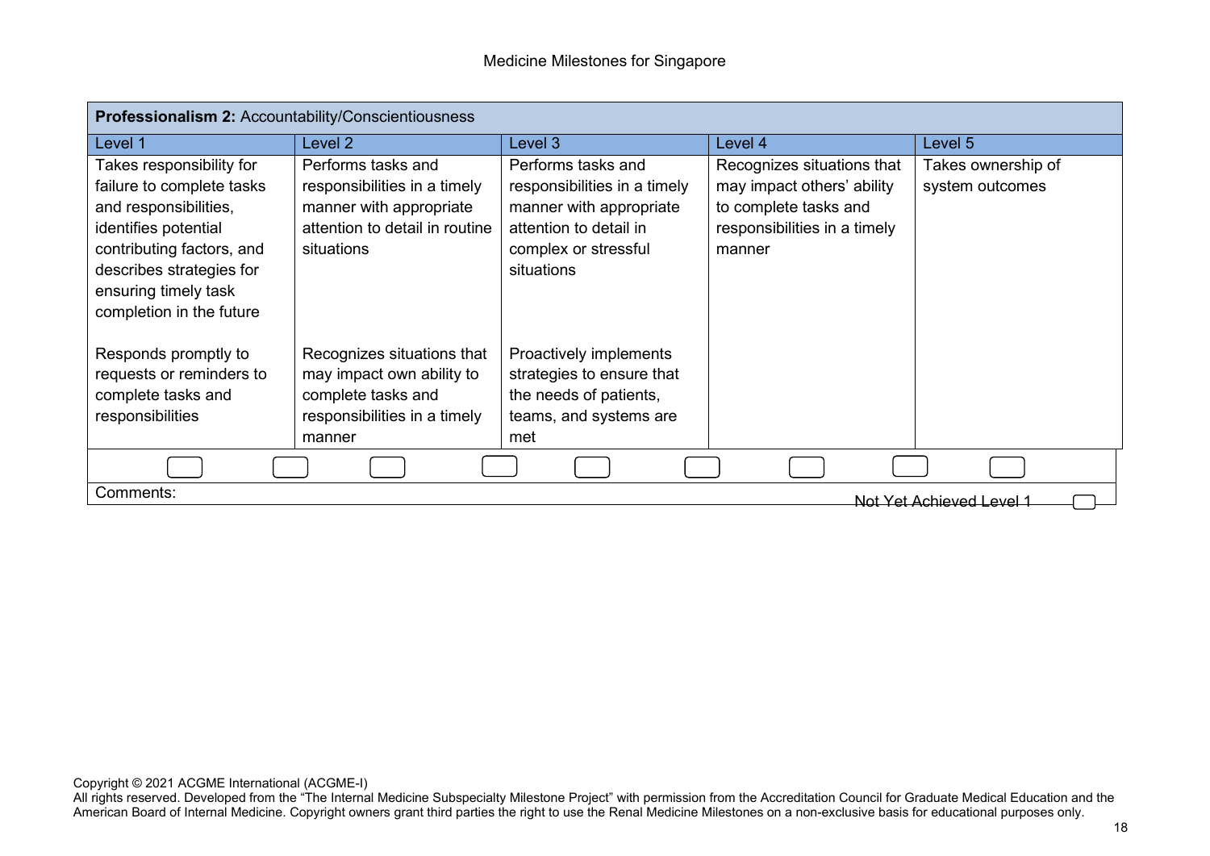| Professionalism 2: Accountability/Conscientiousness | | | | |
|---|---|---|---|---|
| Level 1 | Level 2 | Level 3 | Level 4 | Level 5 |
| Takes responsibility for failure to complete tasks and responsibilities, identifies potential contributing factors, and describes strategies for ensuring timely task completion in the future | Performs tasks and responsibilities in a timely manner with appropriate attention to detail in routine situations | Performs tasks and responsibilities in a timely manner with appropriate attention to detail in complex or stressful situations | Recognizes situations that may impact others' ability to complete tasks and responsibilities in a timely manner | Takes ownership of system outcomes |
| Responds promptly to requests or reminders to complete tasks and responsibilities | Recognizes situations that may impact own ability to complete tasks and responsibilities in a timely manner | Proactively implements strategies to ensure that the needs of patients, teams, and systems are met | | |

Comments:

Not Yet Achieved Level 1

Copyright © 2021 ACGME International (ACGME-I)
All rights reserved. Developed from the "The Internal Medicine Subspecialty Milestone Project" with permission from the Accreditation Council for Graduate Medical Education and the American Board of Internal Medicine. Copyright owners grant third parties the right to use the Renal Medicine Milestones on a non-exclusive basis for educational purposes only.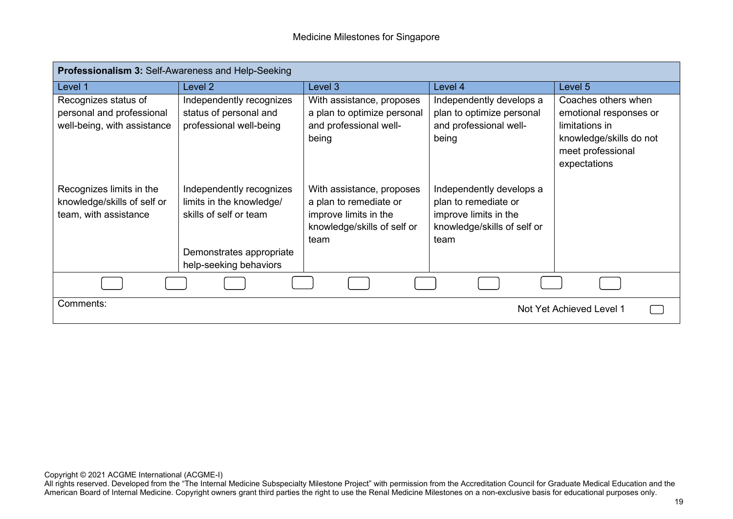| **Professionalism 3:** Self-Awareness and Help-Seeking | | | | |
|---|---|---|---|---|
| Level 1 | Level 2 | Level 3 | Level 4 | Level 5 |
| Recognizes status of personal and professional well-being, with assistance | Independently recognizes status of personal and professional well-being | With assistance, proposes a plan to optimize personal and professional well-being | Independently develops a plan to optimize personal and professional well-being | Coaches others when emotional responses or limitations in knowledge/skills do not meet professional expectations |
| Recognizes limits in the knowledge/skills of self or team, with assistance | Independently recognizes limits in the knowledge/ skills of self or team<br><br>Demonstrates appropriate help-seeking behaviors | With assistance, proposes a plan to remediate or improve limits in the knowledge/skills of self or team | Independently develops a plan to remediate or improve limits in the knowledge/skills of self or team | |

Comments:

Not Yet Achieved Level 1

Copyright © 2021 ACGME International (ACGME-I)
All rights reserved. Developed from the "The Internal Medicine Subspecialty Milestone Project" with permission from the Accreditation Council for Graduate Medical Education and the American Board of Internal Medicine. Copyright owners grant third parties the right to use the Renal Medicine Milestones on a non-exclusive basis for educational purposes only.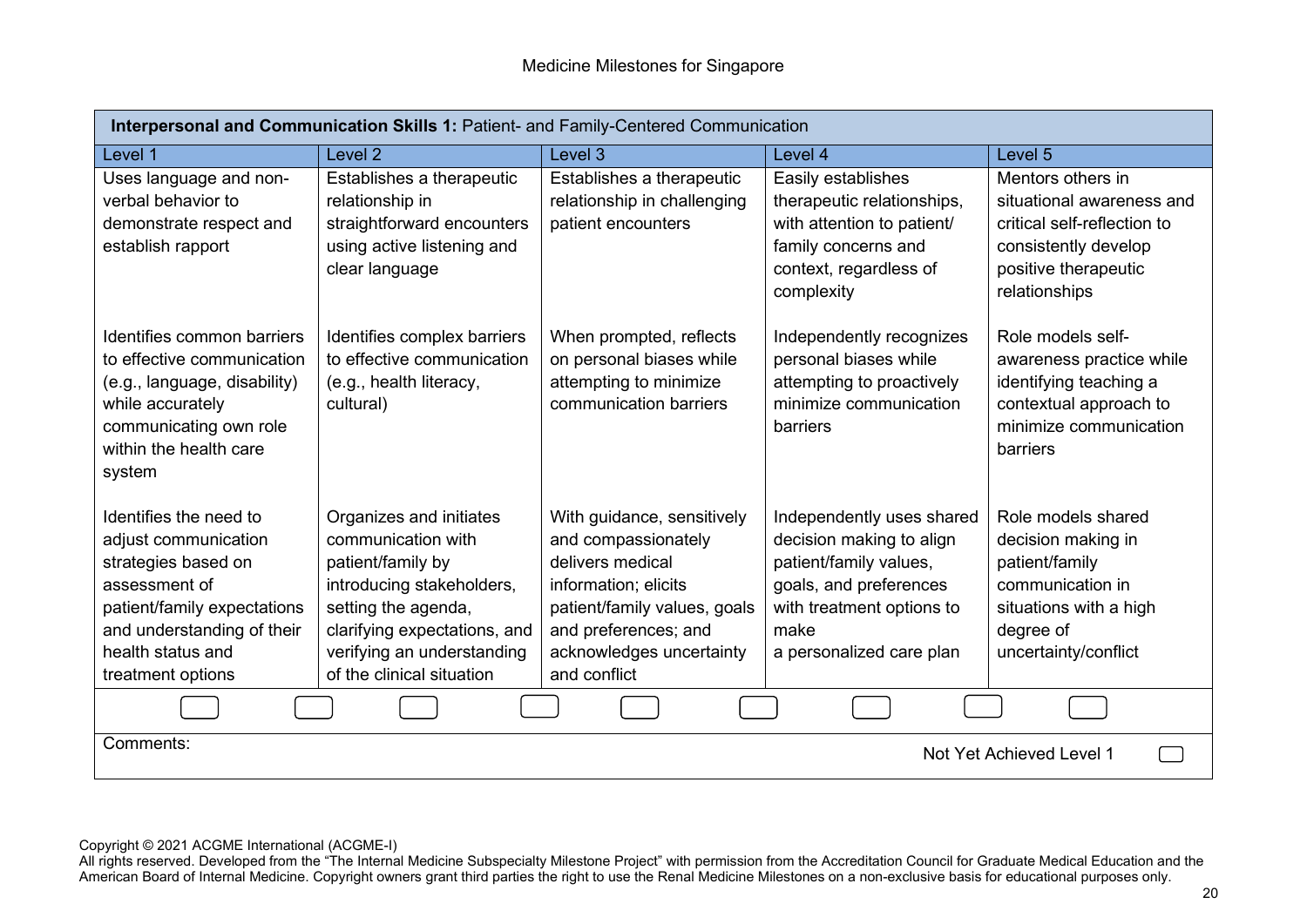| Interpersonal and Communication Skills 1: Patient- and Family-Centered Communication | | | | |
|---|---|---|---|---|
| Level 1 | Level 2 | Level 3 | Level 4 | Level 5 |
| Uses language and non-verbal behavior to demonstrate respect and establish rapport | Establishes a therapeutic relationship in straightforward encounters using active listening and clear language | Establishes a therapeutic relationship in challenging patient encounters | Easily establishes therapeutic relationships, with attention to patient/family concerns and context, regardless of complexity | Mentors others in situational awareness and critical self-reflection to consistently develop positive therapeutic relationships |
| Identifies common barriers to effective communication (e.g., language, disability) while accurately communicating own role within the health care system | Identifies complex barriers to effective communication (e.g., health literacy, cultural) | When prompted, reflects on personal biases while attempting to minimize communication barriers | Independently recognizes personal biases while attempting to proactively minimize communication barriers | Role models self-awareness practice while identifying teaching a contextual approach to minimize communication barriers |
| Identifies the need to adjust communication strategies based on assessment of patient/family expectations and understanding of their health status and treatment options | Organizes and initiates communication with patient/family by introducing stakeholders, setting the agenda, clarifying expectations, and verifying an understanding of the clinical situation | With guidance, sensitively and compassionately delivers medical information; elicits patient/family values, goals and preferences; and acknowledges uncertainty and conflict | Independently uses shared decision making to align patient/family values, goals, and preferences with treatment options to make a personalized care plan | Role models shared decision making in patient/family communication in situations with a high degree of uncertainty/conflict |

Comments:

Not Yet Achieved Level 1

Copyright © 2021 ACGME International (ACGME-I)
All rights reserved. Developed from the "The Internal Medicine Subspecialty Milestone Project" with permission from the Accreditation Council for Graduate Medical Education and the American Board of Internal Medicine. Copyright owners grant third parties the right to use the Renal Medicine Milestones on a non-exclusive basis for educational purposes only.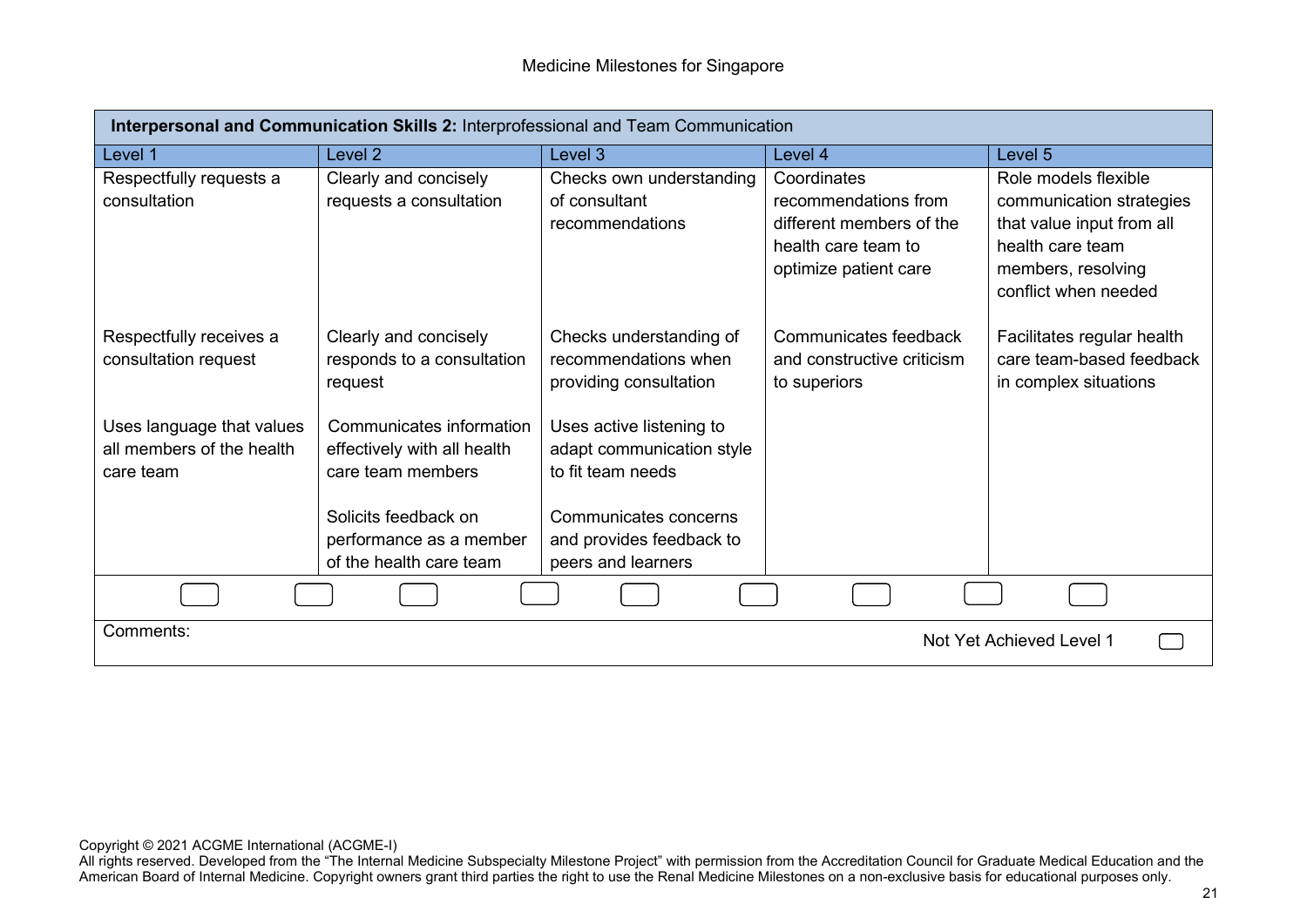| Interpersonal and Communication Skills 2: Interprofessional and Team Communication | | | | |
|---|---|---|---|---|
| Level 1 | Level 2 | Level 3 | Level 4 | Level 5 |
| Respectfully requests a consultation | Clearly and concisely requests a consultation | Checks own understanding of consultant recommendations | Coordinates recommendations from different members of the health care team to optimize patient care | Role models flexible communication strategies that value input from all health care team members, resolving conflict when needed |
| Respectfully receives a consultation request | Clearly and concisely responds to a consultation request | Checks understanding of recommendations when providing consultation | Communicates feedback and constructive criticism to superiors | Facilitates regular health care team-based feedback in complex situations |
| Uses language that values all members of the health care team | Communicates information effectively with all health care team members | Uses active listening to adapt communication style to fit team needs | | |
| | Solicits feedback on performance as a member of the health care team | Communicates concerns and provides feedback to peers and learners | | |

Comments:

Not Yet Achieved Level 1

Copyright © 2021 ACGME International (ACGME-I)
All rights reserved. Developed from the "The Internal Medicine Subspecialty Milestone Project" with permission from the Accreditation Council for Graduate Medical Education and the American Board of Internal Medicine. Copyright owners grant third parties the right to use the Renal Medicine Milestones on a non-exclusive basis for educational purposes only.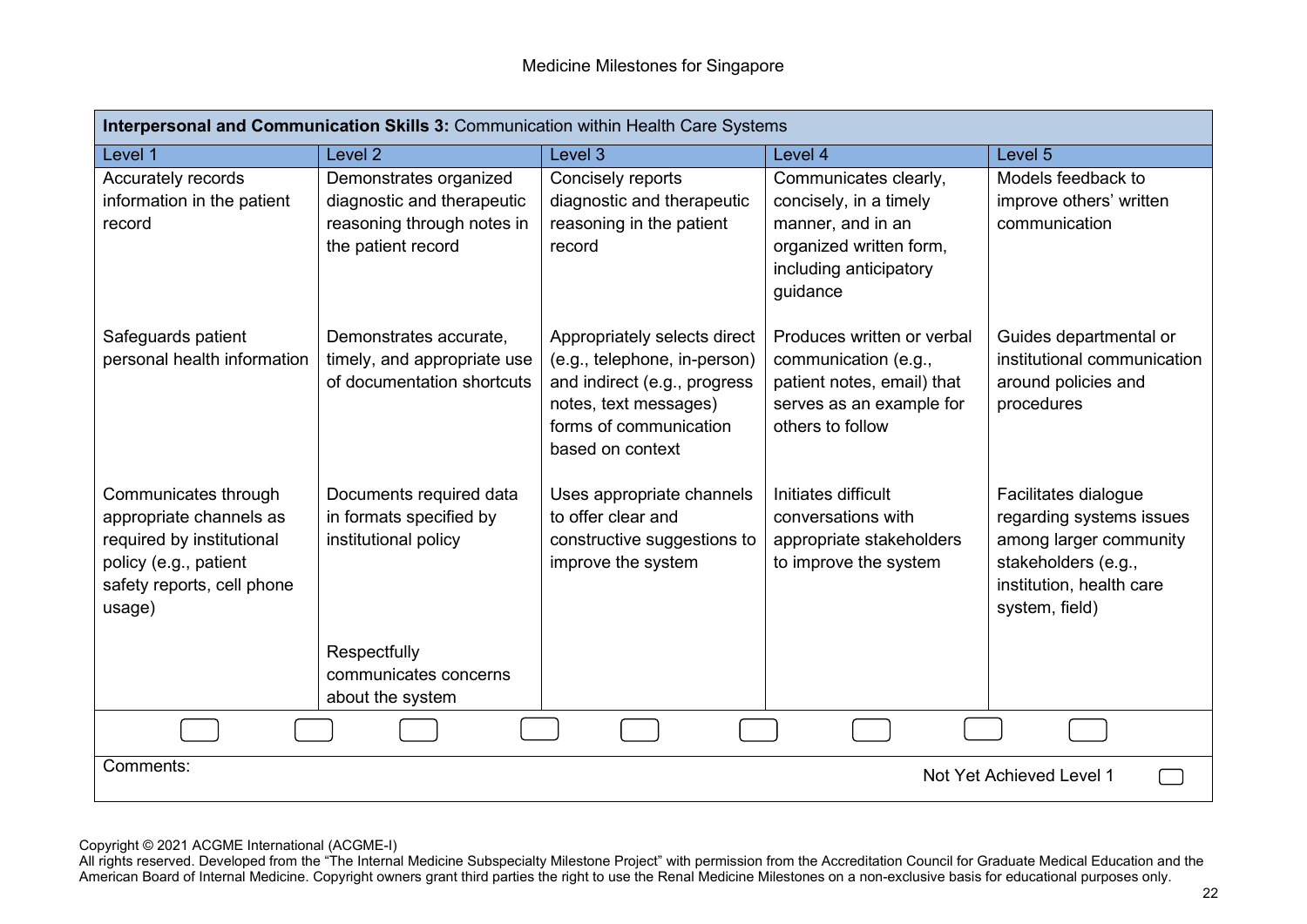| Interpersonal and Communication Skills 3: Communication within Health Care Systems | | | | |
|---|---|---|---|---|
| Level 1 | Level 2 | Level 3 | Level 4 | Level 5 |
| Accurately records information in the patient record | Demonstrates organized diagnostic and therapeutic reasoning through notes in the patient record | Concisely reports diagnostic and therapeutic reasoning in the patient record | Communicates clearly, concisely, in a timely manner, and in an organized written form, including anticipatory guidance | Models feedback to improve others' written communication |
| Safeguards patient personal health information | Demonstrates accurate, timely, and appropriate use of documentation shortcuts | Appropriately selects direct (e.g., telephone, in-person) and indirect (e.g., progress notes, text messages) forms of communication based on context | Produces written or verbal communication (e.g., patient notes, email) that serves as an example for others to follow | Guides departmental or institutional communication around policies and procedures |
| Communicates through appropriate channels as required by institutional policy (e.g., patient safety reports, cell phone usage) | Documents required data in formats specified by institutional policy | Uses appropriate channels to offer clear and constructive suggestions to improve the system | Initiates difficult conversations with appropriate stakeholders to improve the system | Facilitates dialogue regarding systems issues among larger community stakeholders (e.g., institution, health care system, field) |
| | Respectfully communicates concerns about the system | | | |

Comments:

Not Yet Achieved Level 1

Copyright © 2021 ACGME International (ACGME-I)
All rights reserved. Developed from the "The Internal Medicine Subspecialty Milestone Project" with permission from the Accreditation Council for Graduate Medical Education and the American Board of Internal Medicine. Copyright owners grant third parties the right to use the Renal Medicine Milestones on a non-exclusive basis for educational purposes only.